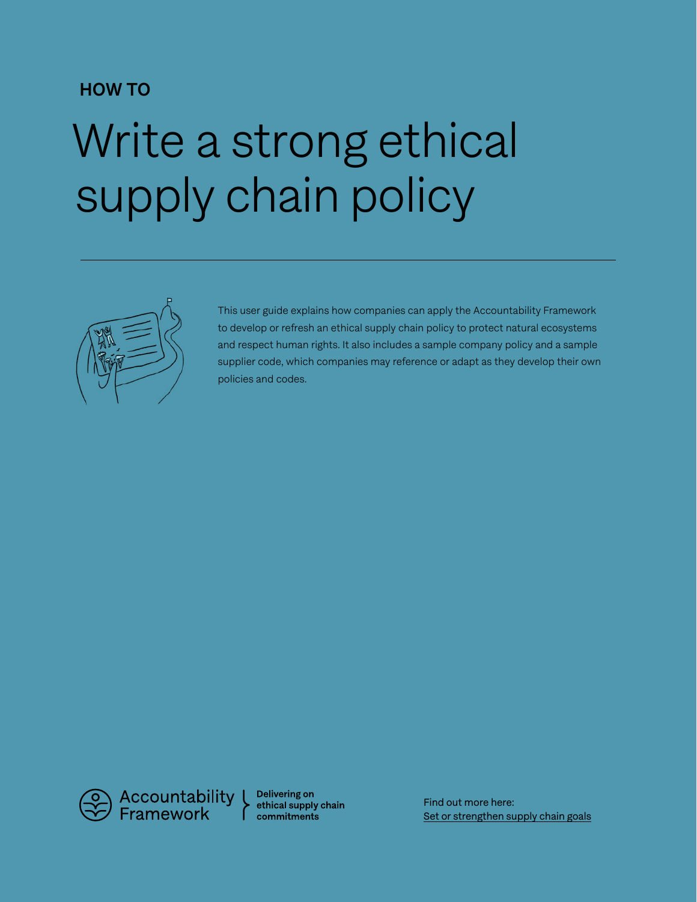**HOW TO**

# Write a strong ethical supply chain policy

This user guide explains how companies can apply the Accountability Framework to develop or refresh an ethical supply chain policy to protect natural ecosystems and respect human rights. It also includes a sample company policy and a sample supplier code, which companies may reference or adapt as they develop their own policies and codes.

Accountability Framework | **Delivering on ethical supply chain commitments**

Find out more here:
Set or strengthen supply chain goals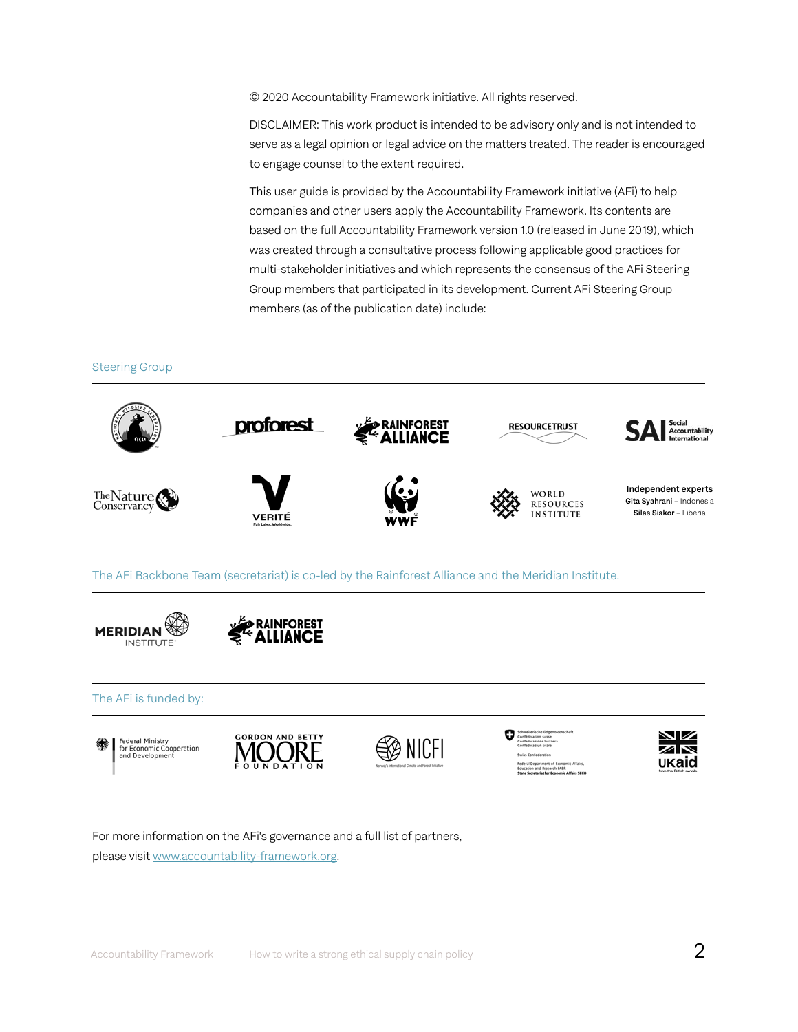© 2020 Accountability Framework initiative. All rights reserved.

DISCLAIMER: This work product is intended to be advisory only and is not intended to serve as a legal opinion or legal advice on the matters treated. The reader is encouraged to engage counsel to the extent required.

This user guide is provided by the Accountability Framework initiative (AFi) to help companies and other users apply the Accountability Framework. Its contents are based on the full Accountability Framework version 1.0 (released in June 2019), which was created through a consultative process following applicable good practices for multi-stakeholder initiatives and which represents the consensus of the AFi Steering Group members that participated in its development. Current AFi Steering Group members (as of the publication date) include:

## Steering Group

National Wildlife Federation · Proforest · Rainforest Alliance · ResourceTrust · SAI Social Accountability International · The Nature Conservancy · Verité · WWF · World Resources Institute

**Independent experts**
**Gita Syahrani** – Indonesia
**Silas Siakor** – Liberia

## The AFi Backbone Team (secretariat) is co-led by the Rainforest Alliance and the Meridian Institute.

Meridian Institute · Rainforest Alliance

## The AFi is funded by:

Federal Ministry for Economic Cooperation and Development · Gordon and Betty Moore Foundation · NICFI · Swiss Confederation, Federal Department of Economic Affairs, Education and Research EAER, State Secretariat for Economic Affairs SECO · UK aid

For more information on the AFi's governance and a full list of partners, please visit www.accountability-framework.org.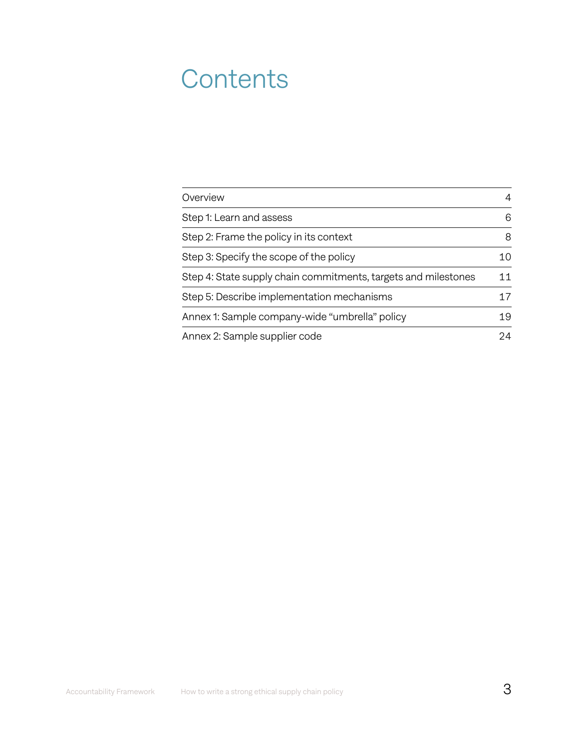# Contents

| | |
|---|---|
| Overview | 4 |
| Step 1: Learn and assess | 6 |
| Step 2: Frame the policy in its context | 8 |
| Step 3: Specify the scope of the policy | 10 |
| Step 4: State supply chain commitments, targets and milestones | 11 |
| Step 5: Describe implementation mechanisms | 17 |
| Annex 1: Sample company-wide "umbrella" policy | 19 |
| Annex 2: Sample supplier code | 24 |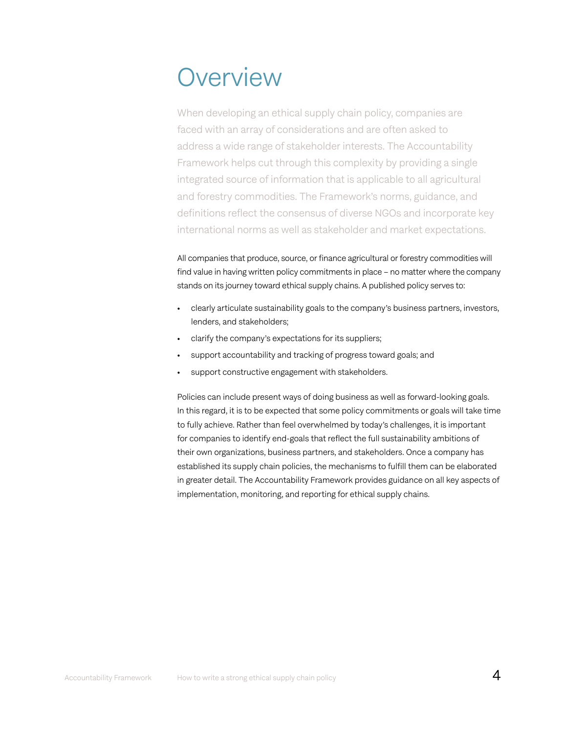# Overview

When developing an ethical supply chain policy, companies are faced with an array of considerations and are often asked to address a wide range of stakeholder interests. The Accountability Framework helps cut through this complexity by providing a single integrated source of information that is applicable to all agricultural and forestry commodities. The Framework's norms, guidance, and definitions reflect the consensus of diverse NGOs and incorporate key international norms as well as stakeholder and market expectations.

All companies that produce, source, or finance agricultural or forestry commodities will find value in having written policy commitments in place – no matter where the company stands on its journey toward ethical supply chains. A published policy serves to:

- clearly articulate sustainability goals to the company's business partners, investors, lenders, and stakeholders;
- clarify the company's expectations for its suppliers;
- support accountability and tracking of progress toward goals; and
- support constructive engagement with stakeholders.

Policies can include present ways of doing business as well as forward-looking goals. In this regard, it is to be expected that some policy commitments or goals will take time to fully achieve. Rather than feel overwhelmed by today's challenges, it is important for companies to identify end-goals that reflect the full sustainability ambitions of their own organizations, business partners, and stakeholders. Once a company has established its supply chain policies, the mechanisms to fulfill them can be elaborated in greater detail. The Accountability Framework provides guidance on all key aspects of implementation, monitoring, and reporting for ethical supply chains.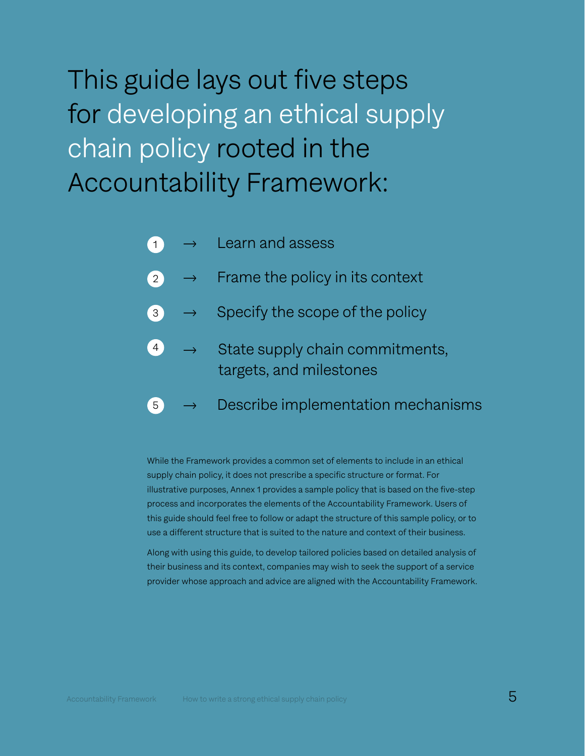# This guide lays out five steps for developing an ethical supply chain policy rooted in the Accountability Framework:

1. → Learn and assess
2. → Frame the policy in its context
3. → Specify the scope of the policy
4. → State supply chain commitments, targets, and milestones
5. → Describe implementation mechanisms

While the Framework provides a common set of elements to include in an ethical supply chain policy, it does not prescribe a specific structure or format. For illustrative purposes, Annex 1 provides a sample policy that is based on the five-step process and incorporates the elements of the Accountability Framework. Users of this guide should feel free to follow or adapt the structure of this sample policy, or to use a different structure that is suited to the nature and context of their business.

Along with using this guide, to develop tailored policies based on detailed analysis of their business and its context, companies may wish to seek the support of a service provider whose approach and advice are aligned with the Accountability Framework.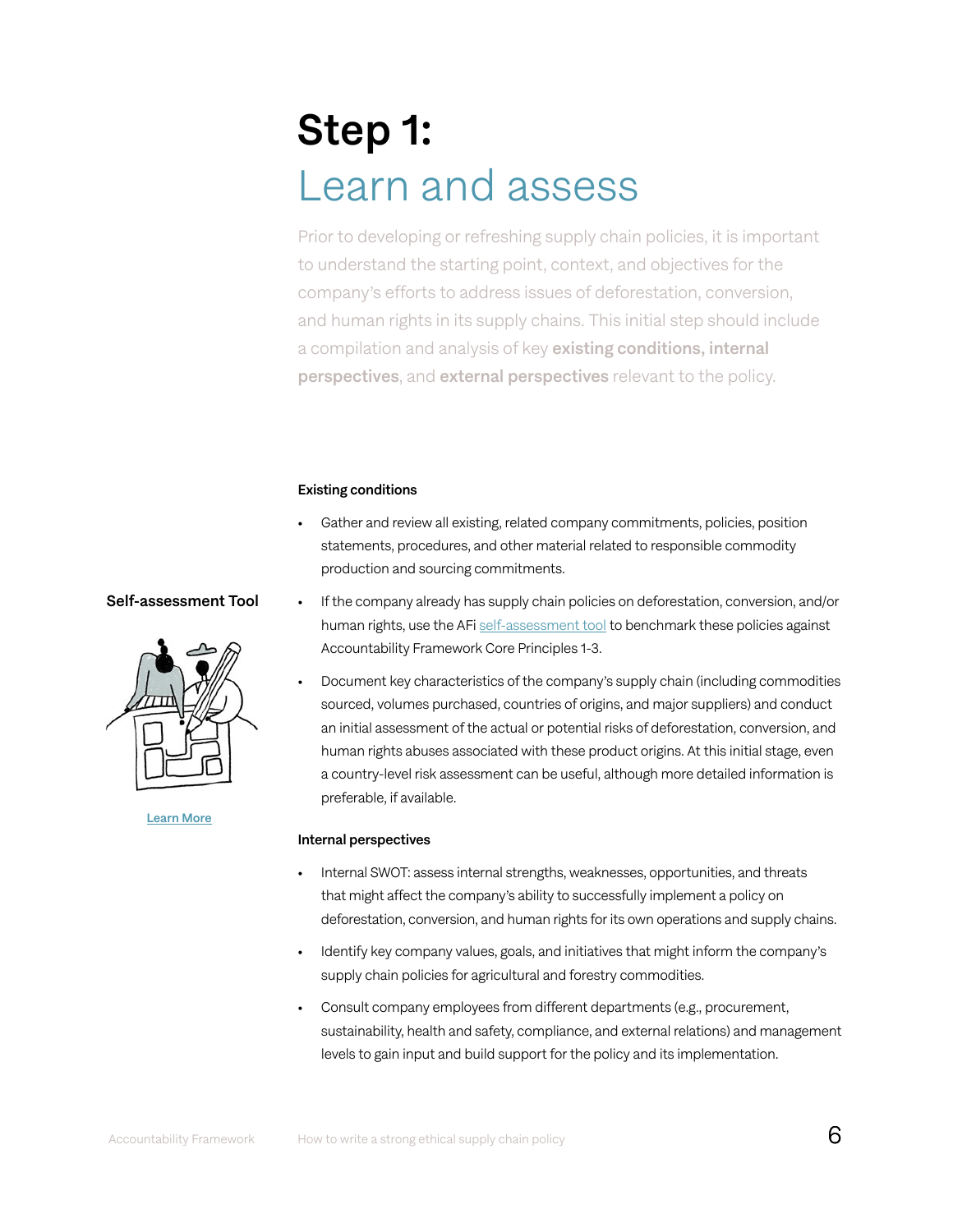# Step 1:
## Learn and assess

Prior to developing or refreshing supply chain policies, it is important to understand the starting point, context, and objectives for the company's efforts to address issues of deforestation, conversion, and human rights in its supply chains. This initial step should include a compilation and analysis of key **existing conditions, internal perspectives**, and **external perspectives** relevant to the policy.

**Existing conditions**

- Gather and review all existing, related company commitments, policies, position statements, procedures, and other material related to responsible commodity production and sourcing commitments.
- If the company already has supply chain policies on deforestation, conversion, and/or human rights, use the AFi self-assessment tool to benchmark these policies against Accountability Framework Core Principles 1-3.
- Document key characteristics of the company's supply chain (including commodities sourced, volumes purchased, countries of origins, and major suppliers) and conduct an initial assessment of the actual or potential risks of deforestation, conversion, and human rights abuses associated with these product origins. At this initial stage, even a country-level risk assessment can be useful, although more detailed information is preferable, if available.

**Self-assessment Tool**

Learn More

**Internal perspectives**

- Internal SWOT: assess internal strengths, weaknesses, opportunities, and threats that might affect the company's ability to successfully implement a policy on deforestation, conversion, and human rights for its own operations and supply chains.
- Identify key company values, goals, and initiatives that might inform the company's supply chain policies for agricultural and forestry commodities.
- Consult company employees from different departments (e.g., procurement, sustainability, health and safety, compliance, and external relations) and management levels to gain input and build support for the policy and its implementation.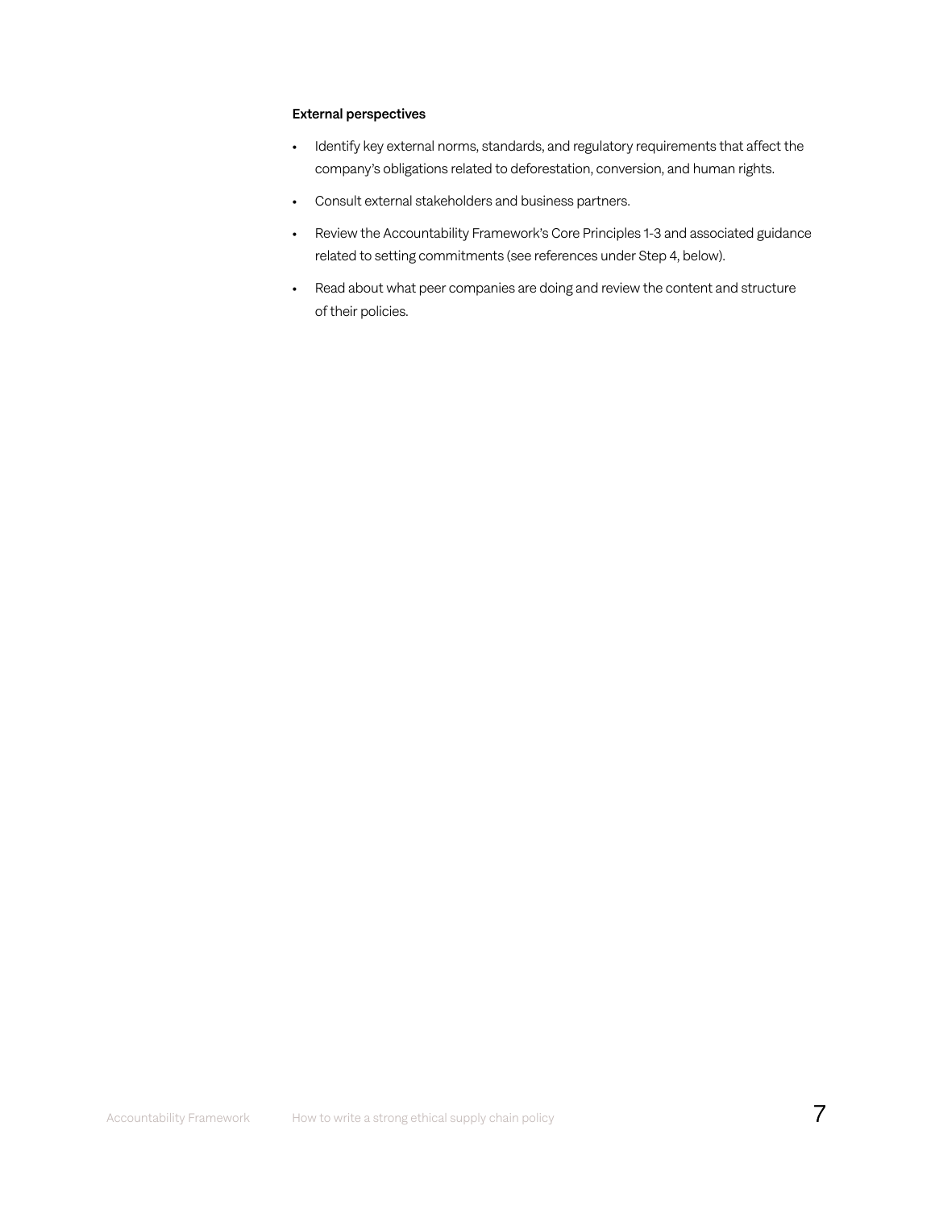**External perspectives**

- Identify key external norms, standards, and regulatory requirements that affect the company's obligations related to deforestation, conversion, and human rights.
- Consult external stakeholders and business partners.
- Review the Accountability Framework's Core Principles 1-3 and associated guidance related to setting commitments (see references under Step 4, below).
- Read about what peer companies are doing and review the content and structure of their policies.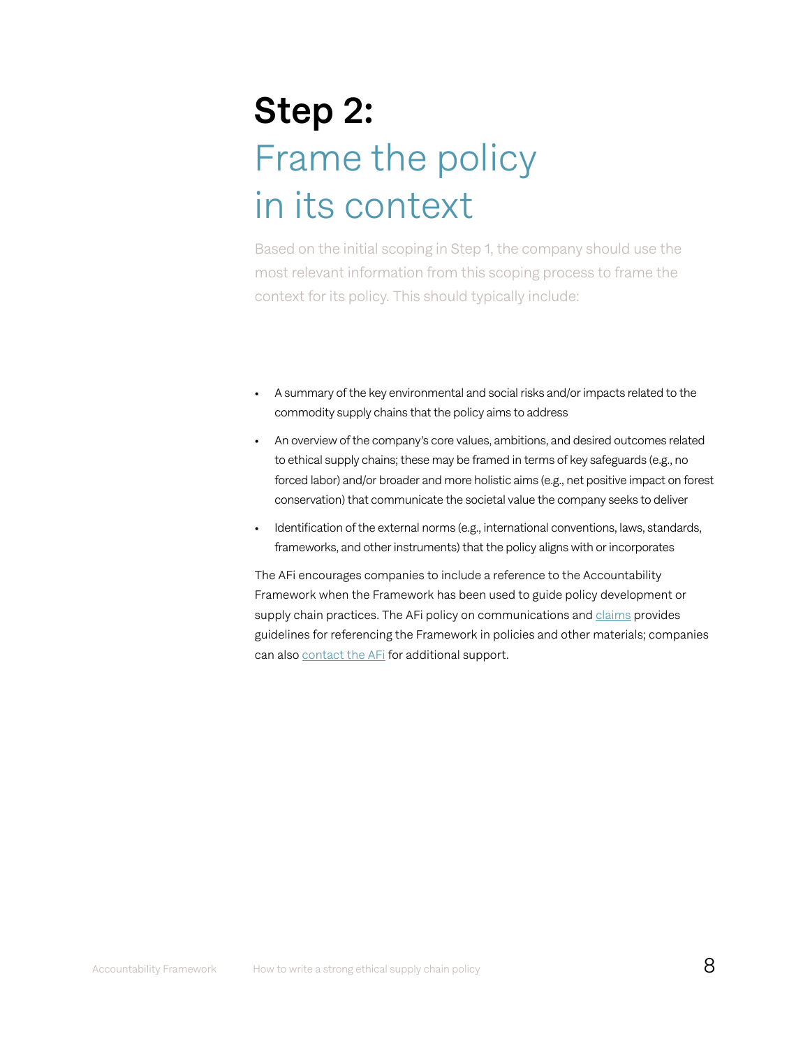# Step 2: Frame the policy in its context

Based on the initial scoping in Step 1, the company should use the most relevant information from this scoping process to frame the context for its policy. This should typically include:

- A summary of the key environmental and social risks and/or impacts related to the commodity supply chains that the policy aims to address
- An overview of the company's core values, ambitions, and desired outcomes related to ethical supply chains; these may be framed in terms of key safeguards (e.g., no forced labor) and/or broader and more holistic aims (e.g., net positive impact on forest conservation) that communicate the societal value the company seeks to deliver
- Identification of the external norms (e.g., international conventions, laws, standards, frameworks, and other instruments) that the policy aligns with or incorporates

The AFi encourages companies to include a reference to the Accountability Framework when the Framework has been used to guide policy development or supply chain practices. The AFi policy on communications and claims provides guidelines for referencing the Framework in policies and other materials; companies can also contact the AFi for additional support.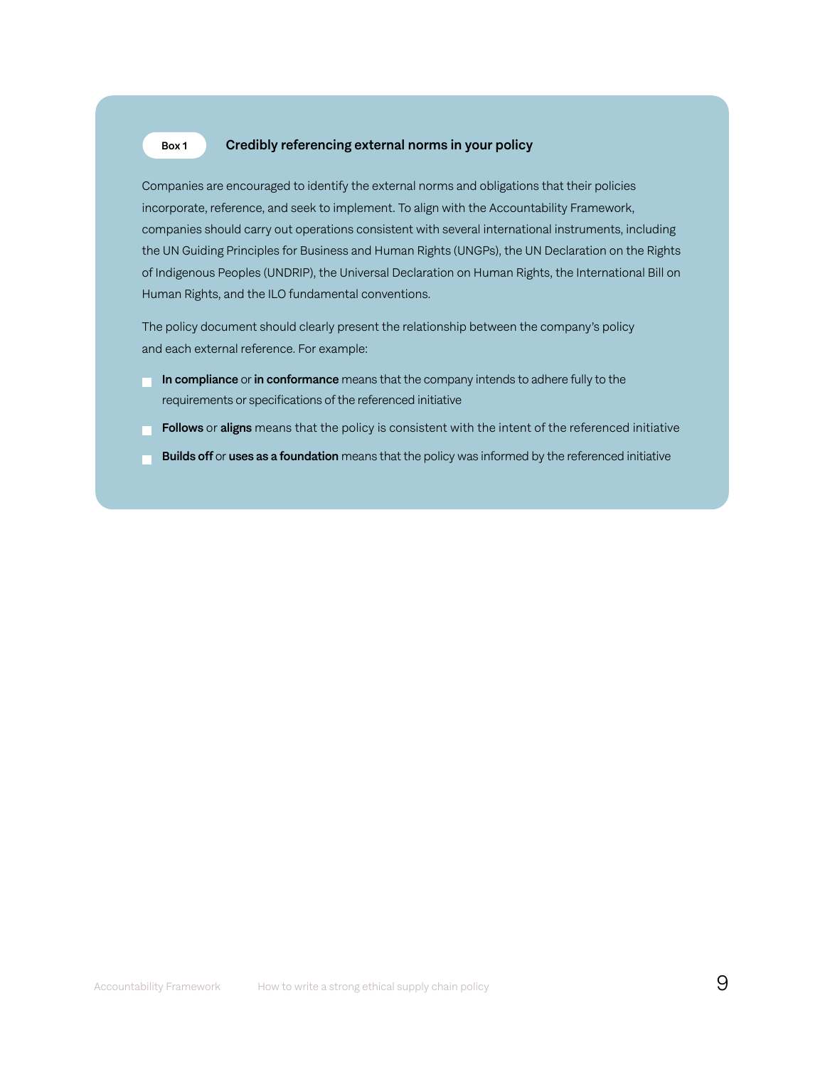**Box 1**

### Credibly referencing external norms in your policy

Companies are encouraged to identify the external norms and obligations that their policies incorporate, reference, and seek to implement. To align with the Accountability Framework, companies should carry out operations consistent with several international instruments, including the UN Guiding Principles for Business and Human Rights (UNGPs), the UN Declaration on the Rights of Indigenous Peoples (UNDRIP), the Universal Declaration on Human Rights, the International Bill on Human Rights, and the ILO fundamental conventions.

The policy document should clearly present the relationship between the company's policy and each external reference. For example:

- **In compliance** or **in conformance** means that the company intends to adhere fully to the requirements or specifications of the referenced initiative
- **Follows** or **aligns** means that the policy is consistent with the intent of the referenced initiative
- **Builds off** or **uses as a foundation** means that the policy was informed by the referenced initiative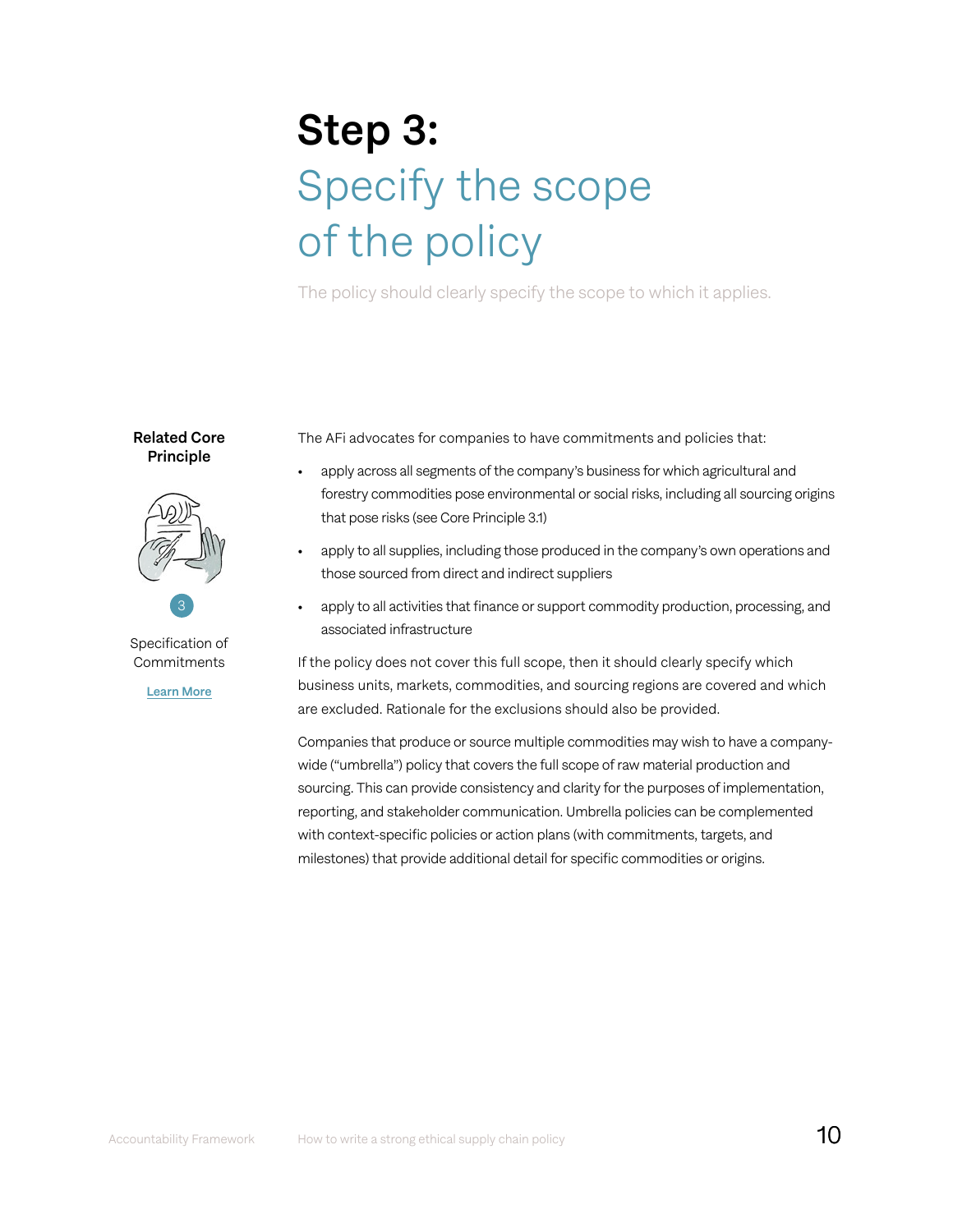# Step 3: Specify the scope of the policy

The policy should clearly specify the scope to which it applies.

**Related Core Principle**

3

Specification of Commitments

Learn More

The AFi advocates for companies to have commitments and policies that:

- apply across all segments of the company's business for which agricultural and forestry commodities pose environmental or social risks, including all sourcing origins that pose risks (see Core Principle 3.1)
- apply to all supplies, including those produced in the company's own operations and those sourced from direct and indirect suppliers
- apply to all activities that finance or support commodity production, processing, and associated infrastructure

If the policy does not cover this full scope, then it should clearly specify which business units, markets, commodities, and sourcing regions are covered and which are excluded. Rationale for the exclusions should also be provided.

Companies that produce or source multiple commodities may wish to have a company-wide ("umbrella") policy that covers the full scope of raw material production and sourcing. This can provide consistency and clarity for the purposes of implementation, reporting, and stakeholder communication. Umbrella policies can be complemented with context-specific policies or action plans (with commitments, targets, and milestones) that provide additional detail for specific commodities or origins.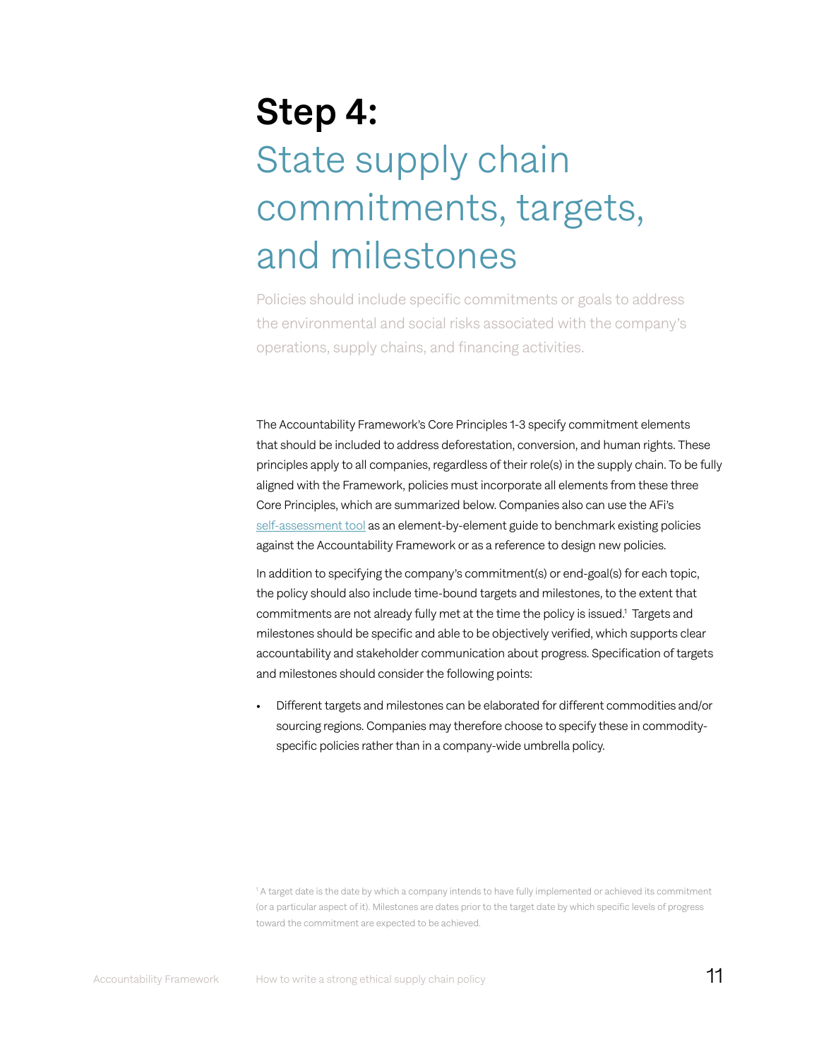# Step 4:
## State supply chain commitments, targets, and milestones

Policies should include specific commitments or goals to address the environmental and social risks associated with the company's operations, supply chains, and financing activities.

The Accountability Framework's Core Principles 1-3 specify commitment elements that should be included to address deforestation, conversion, and human rights. These principles apply to all companies, regardless of their role(s) in the supply chain. To be fully aligned with the Framework, policies must incorporate all elements from these three Core Principles, which are summarized below. Companies also can use the AFi's self-assessment tool as an element-by-element guide to benchmark existing policies against the Accountability Framework or as a reference to design new policies.

In addition to specifying the company's commitment(s) or end-goal(s) for each topic, the policy should also include time-bound targets and milestones, to the extent that commitments are not already fully met at the time the policy is issued.[1] Targets and milestones should be specific and able to be objectively verified, which supports clear accountability and stakeholder communication about progress. Specification of targets and milestones should consider the following points:

- Different targets and milestones can be elaborated for different commodities and/or sourcing regions. Companies may therefore choose to specify these in commodity-specific policies rather than in a company-wide umbrella policy.

[1] A target date is the date by which a company intends to have fully implemented or achieved its commitment (or a particular aspect of it). Milestones are dates prior to the target date by which specific levels of progress toward the commitment are expected to be achieved.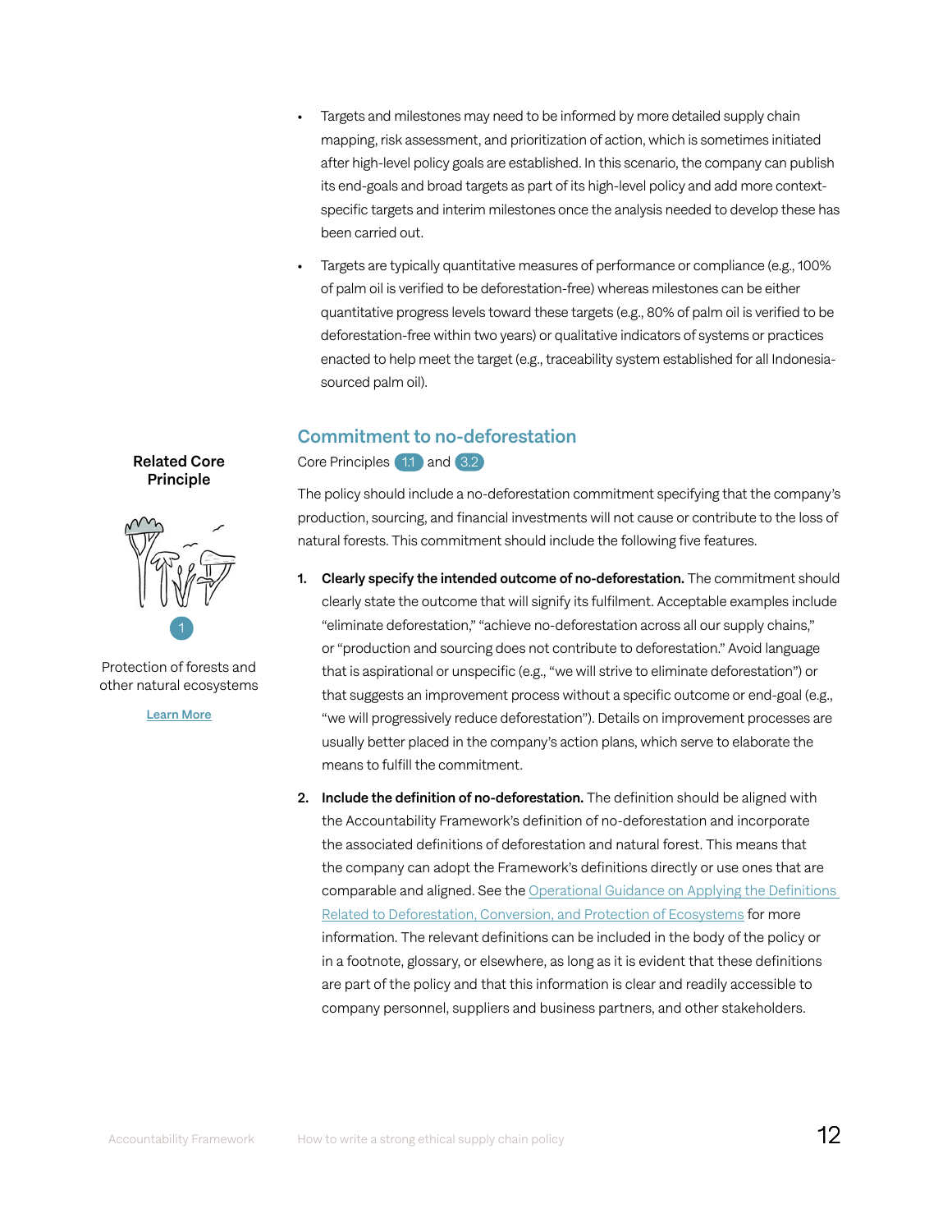- Targets and milestones may need to be informed by more detailed supply chain mapping, risk assessment, and prioritization of action, which is sometimes initiated after high-level policy goals are established. In this scenario, the company can publish its end-goals and broad targets as part of its high-level policy and add more context-specific targets and interim milestones once the analysis needed to develop these has been carried out.
- Targets are typically quantitative measures of performance or compliance (e.g., 100% of palm oil is verified to be deforestation-free) whereas milestones can be either quantitative progress levels toward these targets (e.g., 80% of palm oil is verified to be deforestation-free within two years) or qualitative indicators of systems or practices enacted to help meet the target (e.g., traceability system established for all Indonesia-sourced palm oil).

**Related Core Principle**

1

Protection of forests and other natural ecosystems

Learn More

## Commitment to no-deforestation

Core Principles 1.1 and 3.2

The policy should include a no-deforestation commitment specifying that the company's production, sourcing, and financial investments will not cause or contribute to the loss of natural forests. This commitment should include the following five features.

1. **Clearly specify the intended outcome of no-deforestation.** The commitment should clearly state the outcome that will signify its fulfilment. Acceptable examples include "eliminate deforestation," "achieve no-deforestation across all our supply chains," or "production and sourcing does not contribute to deforestation." Avoid language that is aspirational or unspecific (e.g., "we will strive to eliminate deforestation") or that suggests an improvement process without a specific outcome or end-goal (e.g., "we will progressively reduce deforestation"). Details on improvement processes are usually better placed in the company's action plans, which serve to elaborate the means to fulfill the commitment.
2. **Include the definition of no-deforestation.** The definition should be aligned with the Accountability Framework's definition of no-deforestation and incorporate the associated definitions of deforestation and natural forest. This means that the company can adopt the Framework's definitions directly or use ones that are comparable and aligned. See the Operational Guidance on Applying the Definitions Related to Deforestation, Conversion, and Protection of Ecosystems for more information. The relevant definitions can be included in the body of the policy or in a footnote, glossary, or elsewhere, as long as it is evident that these definitions are part of the policy and that this information is clear and readily accessible to company personnel, suppliers and business partners, and other stakeholders.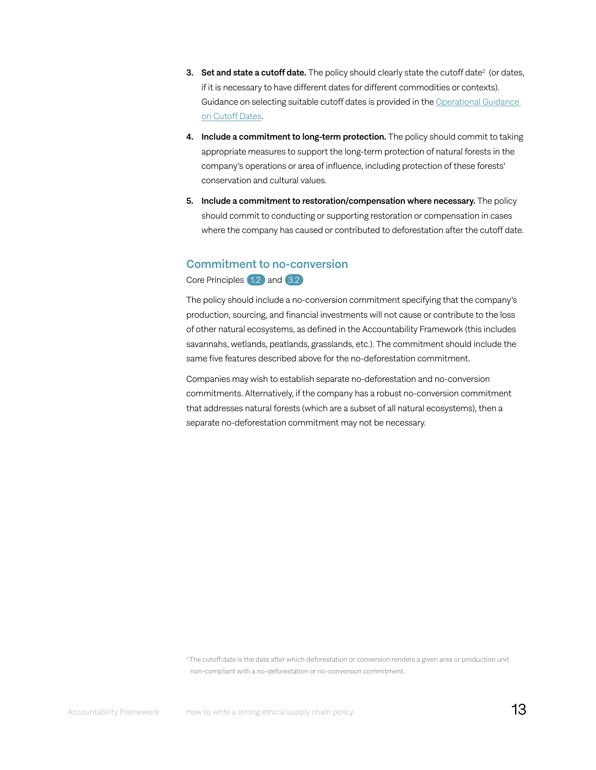3. **Set and state a cutoff date.** The policy should clearly state the cutoff date[2] (or dates, if it is necessary to have different dates for different commodities or contexts). Guidance on selecting suitable cutoff dates is provided in the Operational Guidance on Cutoff Dates.

4. **Include a commitment to long-term protection.** The policy should commit to taking appropriate measures to support the long-term protection of natural forests in the company's operations or area of influence, including protection of these forests' conservation and cultural values.

5. **Include a commitment to restoration/compensation where necessary.** The policy should commit to conducting or supporting restoration or compensation in cases where the company has caused or contributed to deforestation after the cutoff date.

## Commitment to no-conversion

Core Principles 1.2 and 3.2

The policy should include a no-conversion commitment specifying that the company's production, sourcing, and financial investments will not cause or contribute to the loss of other natural ecosystems, as defined in the Accountability Framework (this includes savannahs, wetlands, peatlands, grasslands, etc.). The commitment should include the same five features described above for the no-deforestation commitment.

Companies may wish to establish separate no-deforestation and no-conversion commitments. Alternatively, if the company has a robust no-conversion commitment that addresses natural forests (which are a subset of all natural ecosystems), then a separate no-deforestation commitment may not be necessary.

[2] The cutoff date is the date after which deforestation or conversion renders a given area or production unit non-compliant with a no-deforestation or no-conversion commitment.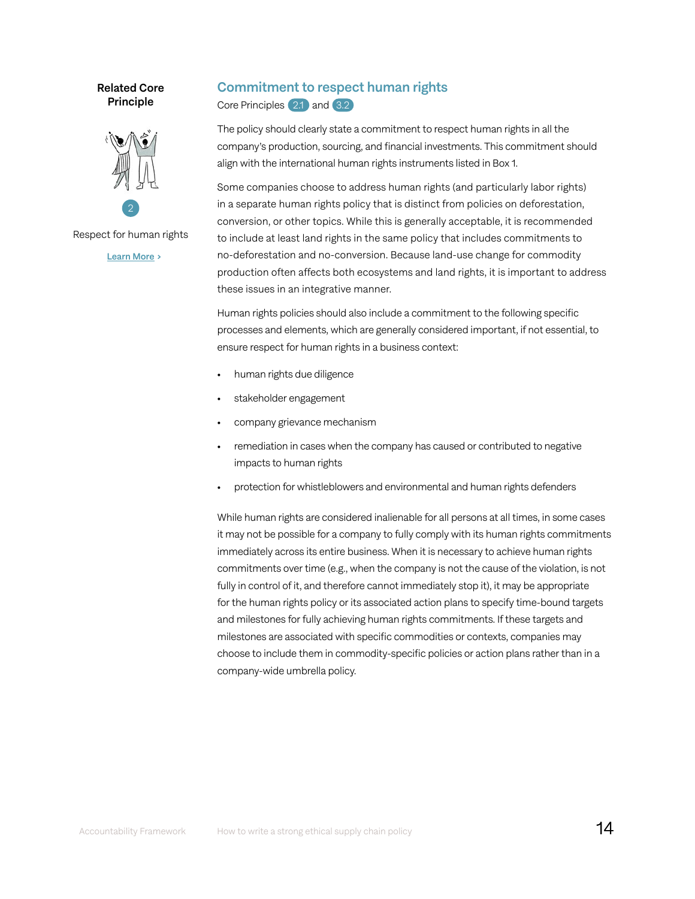**Related Core Principle**

2

Respect for human rights

Learn More >

## Commitment to respect human rights

Core Principles 2.1 and 3.2

The policy should clearly state a commitment to respect human rights in all the company's production, sourcing, and financial investments. This commitment should align with the international human rights instruments listed in Box 1.

Some companies choose to address human rights (and particularly labor rights) in a separate human rights policy that is distinct from policies on deforestation, conversion, or other topics. While this is generally acceptable, it is recommended to include at least land rights in the same policy that includes commitments to no-deforestation and no-conversion. Because land-use change for commodity production often affects both ecosystems and land rights, it is important to address these issues in an integrative manner.

Human rights policies should also include a commitment to the following specific processes and elements, which are generally considered important, if not essential, to ensure respect for human rights in a business context:

- human rights due diligence
- stakeholder engagement
- company grievance mechanism
- remediation in cases when the company has caused or contributed to negative impacts to human rights
- protection for whistleblowers and environmental and human rights defenders

While human rights are considered inalienable for all persons at all times, in some cases it may not be possible for a company to fully comply with its human rights commitments immediately across its entire business. When it is necessary to achieve human rights commitments over time (e.g., when the company is not the cause of the violation, is not fully in control of it, and therefore cannot immediately stop it), it may be appropriate for the human rights policy or its associated action plans to specify time-bound targets and milestones for fully achieving human rights commitments. If these targets and milestones are associated with specific commodities or contexts, companies may choose to include them in commodity-specific policies or action plans rather than in a company-wide umbrella policy.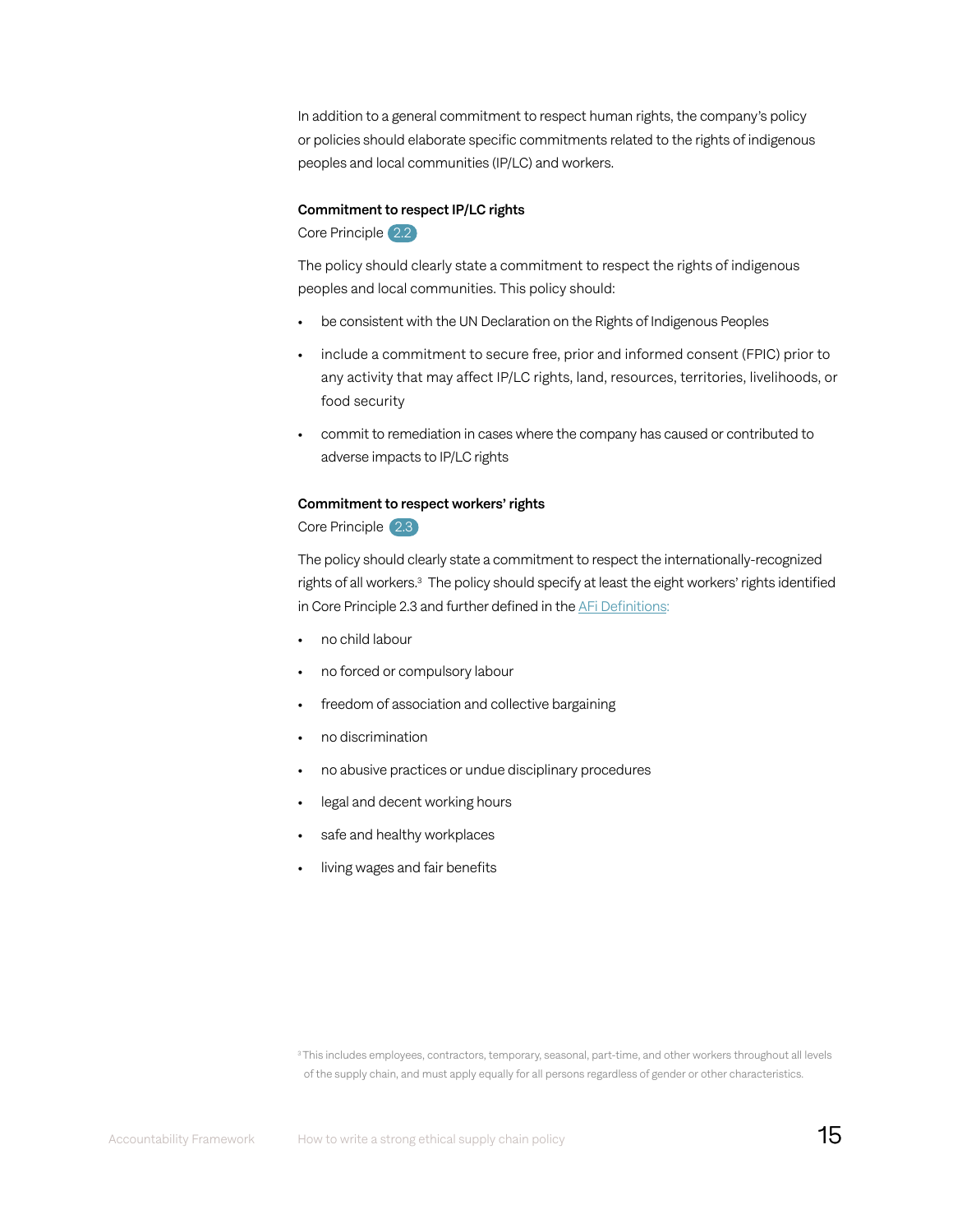In addition to a general commitment to respect human rights, the company's policy or policies should elaborate specific commitments related to the rights of indigenous peoples and local communities (IP/LC) and workers.

### Commitment to respect IP/LC rights

Core Principle 2.2

The policy should clearly state a commitment to respect the rights of indigenous peoples and local communities. This policy should:

- be consistent with the UN Declaration on the Rights of Indigenous Peoples
- include a commitment to secure free, prior and informed consent (FPIC) prior to any activity that may affect IP/LC rights, land, resources, territories, livelihoods, or food security
- commit to remediation in cases where the company has caused or contributed to adverse impacts to IP/LC rights

### Commitment to respect workers' rights

Core Principle 2.3

The policy should clearly state a commitment to respect the internationally-recognized rights of all workers.[3] The policy should specify at least the eight workers' rights identified in Core Principle 2.3 and further defined in the AFi Definitions:

- no child labour
- no forced or compulsory labour
- freedom of association and collective bargaining
- no discrimination
- no abusive practices or undue disciplinary procedures
- legal and decent working hours
- safe and healthy workplaces
- living wages and fair benefits

[3] This includes employees, contractors, temporary, seasonal, part-time, and other workers throughout all levels of the supply chain, and must apply equally for all persons regardless of gender or other characteristics.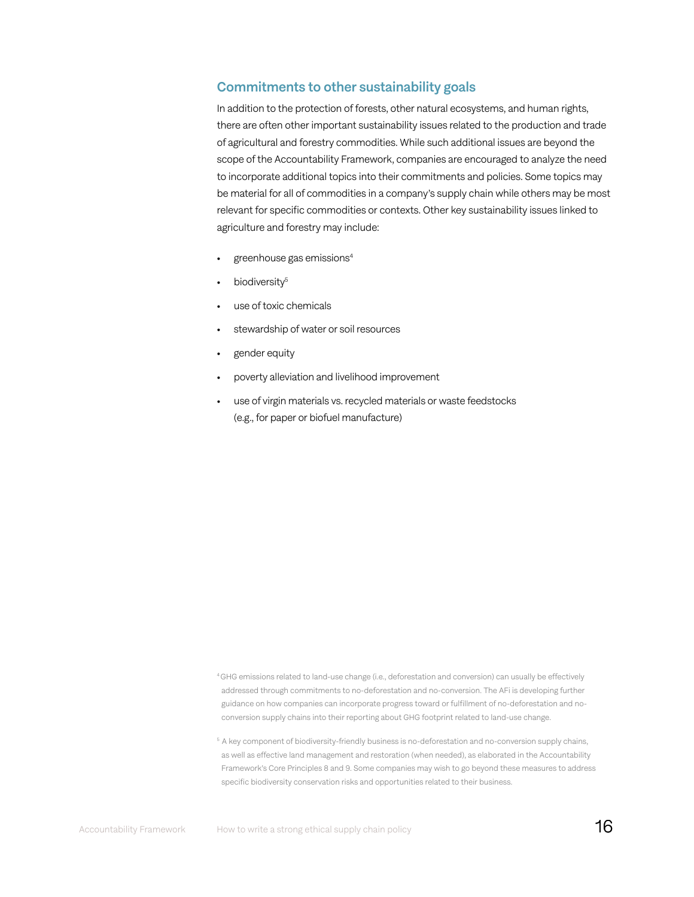## Commitments to other sustainability goals

In addition to the protection of forests, other natural ecosystems, and human rights, there are often other important sustainability issues related to the production and trade of agricultural and forestry commodities. While such additional issues are beyond the scope of the Accountability Framework, companies are encouraged to analyze the need to incorporate additional topics into their commitments and policies. Some topics may be material for all of commodities in a company's supply chain while others may be most relevant for specific commodities or contexts. Other key sustainability issues linked to agriculture and forestry may include:

- greenhouse gas emissions[4]
- biodiversity[5]
- use of toxic chemicals
- stewardship of water or soil resources
- gender equity
- poverty alleviation and livelihood improvement
- use of virgin materials vs. recycled materials or waste feedstocks (e.g., for paper or biofuel manufacture)

[4] GHG emissions related to land-use change (i.e., deforestation and conversion) can usually be effectively addressed through commitments to no-deforestation and no-conversion. The AFi is developing further guidance on how companies can incorporate progress toward or fulfillment of no-deforestation and no-conversion supply chains into their reporting about GHG footprint related to land-use change.

[5] A key component of biodiversity-friendly business is no-deforestation and no-conversion supply chains, as well as effective land management and restoration (when needed), as elaborated in the Accountability Framework's Core Principles 8 and 9. Some companies may wish to go beyond these measures to address specific biodiversity conservation risks and opportunities related to their business.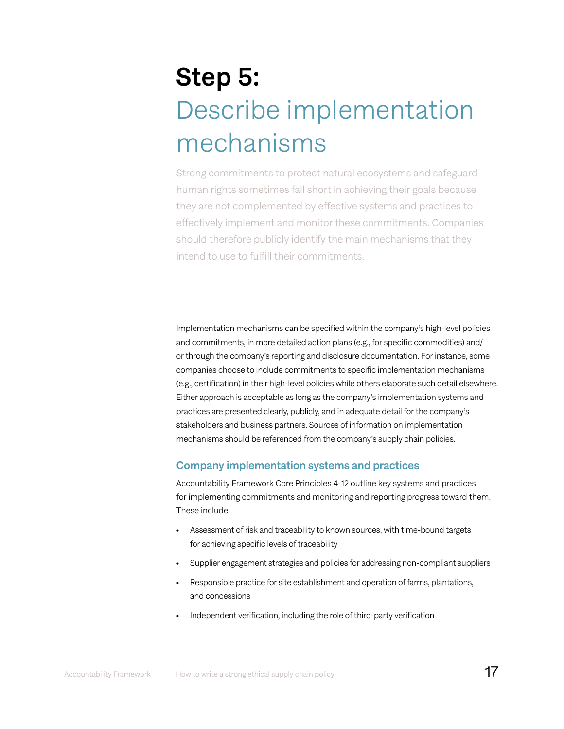# Step 5: Describe implementation mechanisms

Strong commitments to protect natural ecosystems and safeguard human rights sometimes fall short in achieving their goals because they are not complemented by effective systems and practices to effectively implement and monitor these commitments. Companies should therefore publicly identify the main mechanisms that they intend to use to fulfill their commitments.

Implementation mechanisms can be specified within the company's high-level policies and commitments, in more detailed action plans (e.g., for specific commodities) and/or through the company's reporting and disclosure documentation. For instance, some companies choose to include commitments to specific implementation mechanisms (e.g., certification) in their high-level policies while others elaborate such detail elsewhere. Either approach is acceptable as long as the company's implementation systems and practices are presented clearly, publicly, and in adequate detail for the company's stakeholders and business partners. Sources of information on implementation mechanisms should be referenced from the company's supply chain policies.

## Company implementation systems and practices

Accountability Framework Core Principles 4-12 outline key systems and practices for implementing commitments and monitoring and reporting progress toward them. These include:

- Assessment of risk and traceability to known sources, with time-bound targets for achieving specific levels of traceability
- Supplier engagement strategies and policies for addressing non-compliant suppliers
- Responsible practice for site establishment and operation of farms, plantations, and concessions
- Independent verification, including the role of third-party verification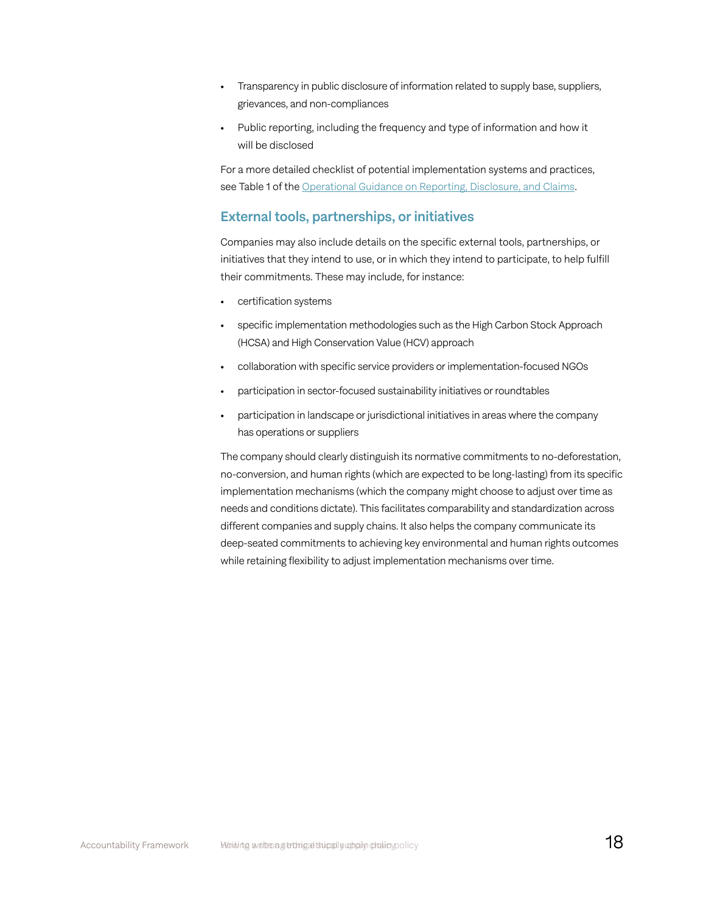- Transparency in public disclosure of information related to supply base, suppliers, grievances, and non-compliances
- Public reporting, including the frequency and type of information and how it will be disclosed

For a more detailed checklist of potential implementation systems and practices, see Table 1 of the [Operational Guidance on Reporting, Disclosure, and Claims](#).

## External tools, partnerships, or initiatives

Companies may also include details on the specific external tools, partnerships, or initiatives that they intend to use, or in which they intend to participate, to help fulfill their commitments. These may include, for instance:

- certification systems
- specific implementation methodologies such as the High Carbon Stock Approach (HCSA) and High Conservation Value (HCV) approach
- collaboration with specific service providers or implementation-focused NGOs
- participation in sector-focused sustainability initiatives or roundtables
- participation in landscape or jurisdictional initiatives in areas where the company has operations or suppliers

The company should clearly distinguish its normative commitments to no-deforestation, no-conversion, and human rights (which are expected to be long-lasting) from its specific implementation mechanisms (which the company might choose to adjust over time as needs and conditions dictate). This facilitates comparability and standardization across different companies and supply chains. It also helps the company communicate its deep-seated commitments to achieving key environmental and human rights outcomes while retaining flexibility to adjust implementation mechanisms over time.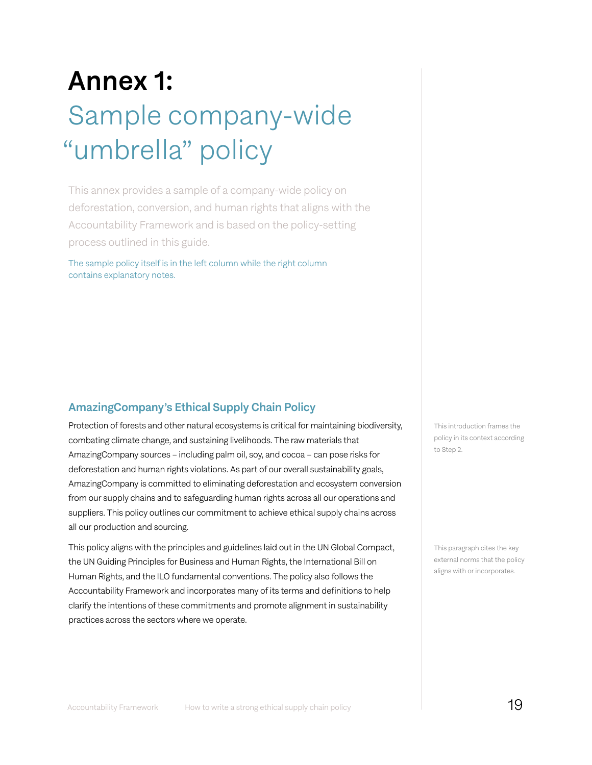# Annex 1: Sample company-wide "umbrella" policy

This annex provides a sample of a company-wide policy on deforestation, conversion, and human rights that aligns with the Accountability Framework and is based on the policy-setting process outlined in this guide.

The sample policy itself is in the left column while the right column contains explanatory notes.

## AmazingCompany's Ethical Supply Chain Policy

Protection of forests and other natural ecosystems is critical for maintaining biodiversity, combating climate change, and sustaining livelihoods. The raw materials that AmazingCompany sources – including palm oil, soy, and cocoa – can pose risks for deforestation and human rights violations. As part of our overall sustainability goals, AmazingCompany is committed to eliminating deforestation and ecosystem conversion from our supply chains and to safeguarding human rights across all our operations and suppliers. This policy outlines our commitment to achieve ethical supply chains across all our production and sourcing.

*This introduction frames the policy in its context according to Step 2.*

This policy aligns with the principles and guidelines laid out in the UN Global Compact, the UN Guiding Principles for Business and Human Rights, the International Bill on Human Rights, and the ILO fundamental conventions. The policy also follows the Accountability Framework and incorporates many of its terms and definitions to help clarify the intentions of these commitments and promote alignment in sustainability practices across the sectors where we operate.

*This paragraph cites the key external norms that the policy aligns with or incorporates.*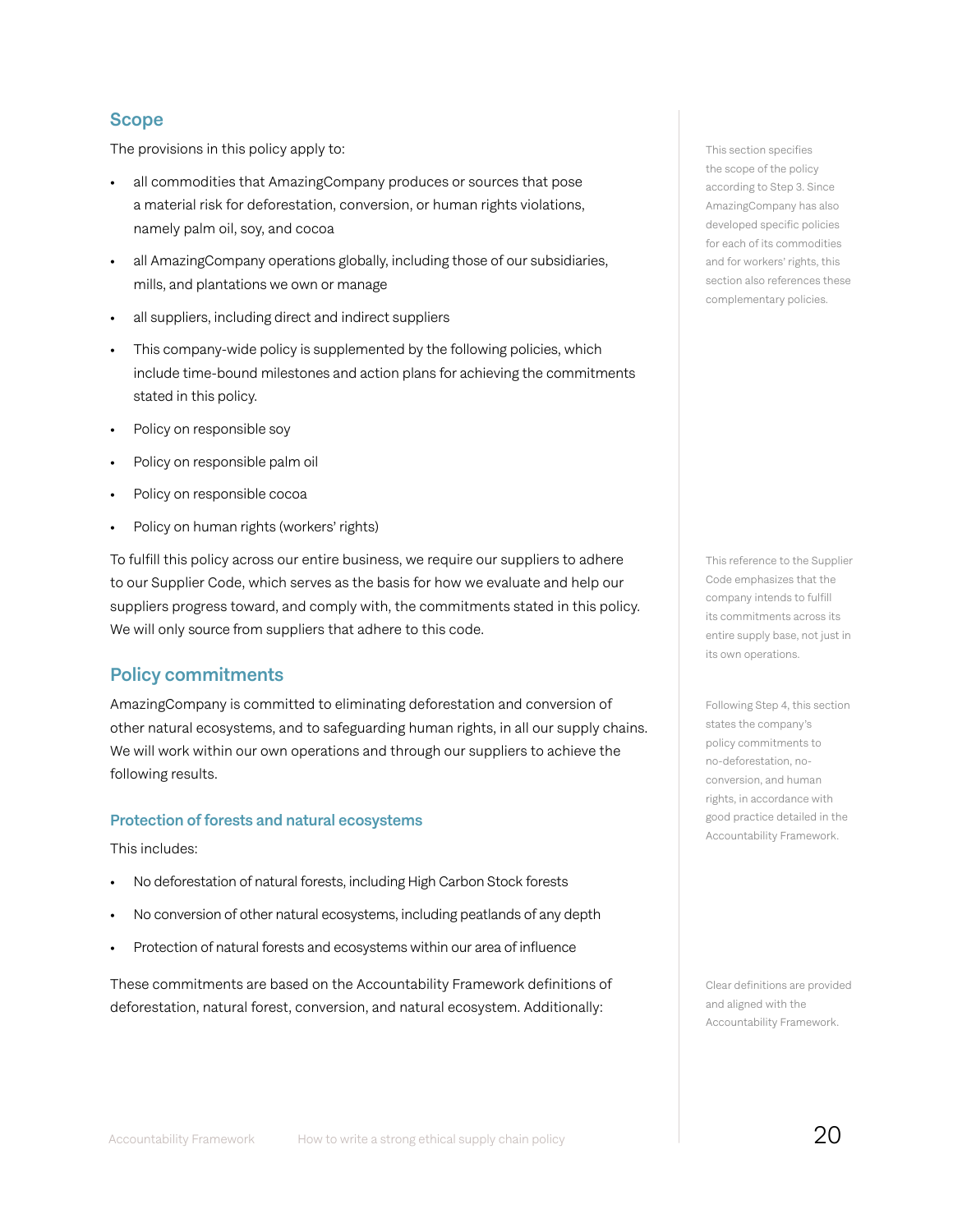## Scope

The provisions in this policy apply to:

- all commodities that AmazingCompany produces or sources that pose a material risk for deforestation, conversion, or human rights violations, namely palm oil, soy, and cocoa
- all AmazingCompany operations globally, including those of our subsidiaries, mills, and plantations we own or manage
- all suppliers, including direct and indirect suppliers
- This company-wide policy is supplemented by the following policies, which include time-bound milestones and action plans for achieving the commitments stated in this policy.
- Policy on responsible soy
- Policy on responsible palm oil
- Policy on responsible cocoa
- Policy on human rights (workers' rights)

This section specifies the scope of the policy according to Step 3. Since AmazingCompany has also developed specific policies for each of its commodities and for workers' rights, this section also references these complementary policies.

To fulfill this policy across our entire business, we require our suppliers to adhere to our Supplier Code, which serves as the basis for how we evaluate and help our suppliers progress toward, and comply with, the commitments stated in this policy. We will only source from suppliers that adhere to this code.

This reference to the Supplier Code emphasizes that the company intends to fulfill its commitments across its entire supply base, not just in its own operations.

## Policy commitments

AmazingCompany is committed to eliminating deforestation and conversion of other natural ecosystems, and to safeguarding human rights, in all our supply chains. We will work within our own operations and through our suppliers to achieve the following results.

Following Step 4, this section states the company's policy commitments to no-deforestation, no-conversion, and human rights, in accordance with good practice detailed in the Accountability Framework.

### Protection of forests and natural ecosystems

This includes:

- No deforestation of natural forests, including High Carbon Stock forests
- No conversion of other natural ecosystems, including peatlands of any depth
- Protection of natural forests and ecosystems within our area of influence

These commitments are based on the Accountability Framework definitions of deforestation, natural forest, conversion, and natural ecosystem. Additionally:

Clear definitions are provided and aligned with the Accountability Framework.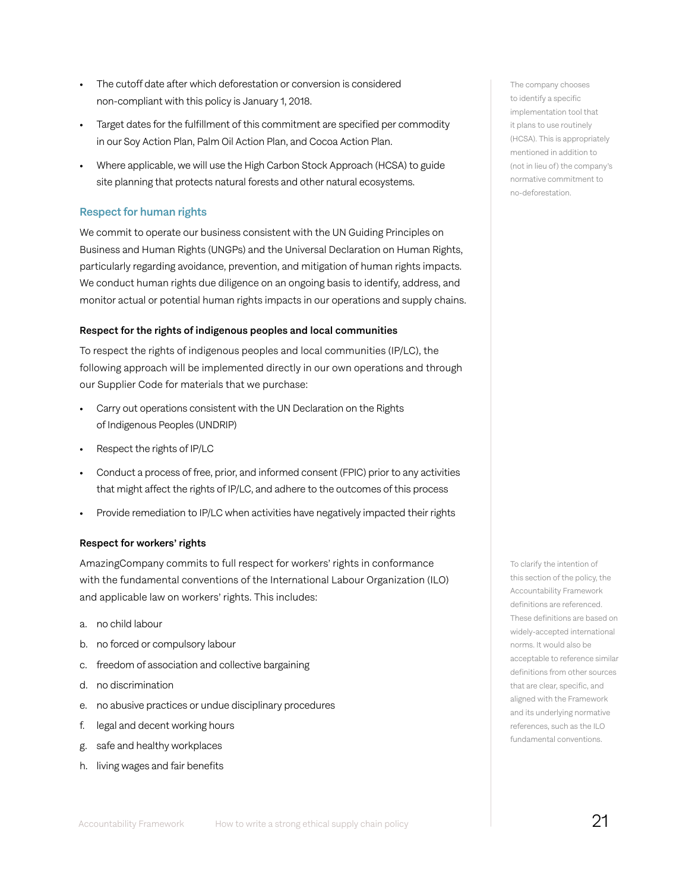- The cutoff date after which deforestation or conversion is considered non-compliant with this policy is January 1, 2018.
- Target dates for the fulfillment of this commitment are specified per commodity in our Soy Action Plan, Palm Oil Action Plan, and Cocoa Action Plan.
- Where applicable, we will use the High Carbon Stock Approach (HCSA) to guide site planning that protects natural forests and other natural ecosystems.

The company chooses to identify a specific implementation tool that it plans to use routinely (HCSA). This is appropriately mentioned in addition to (not in lieu of) the company's normative commitment to no-deforestation.

## Respect for human rights

We commit to operate our business consistent with the UN Guiding Principles on Business and Human Rights (UNGPs) and the Universal Declaration on Human Rights, particularly regarding avoidance, prevention, and mitigation of human rights impacts. We conduct human rights due diligence on an ongoing basis to identify, address, and monitor actual or potential human rights impacts in our operations and supply chains.

### Respect for the rights of indigenous peoples and local communities

To respect the rights of indigenous peoples and local communities (IP/LC), the following approach will be implemented directly in our own operations and through our Supplier Code for materials that we purchase:

- Carry out operations consistent with the UN Declaration on the Rights of Indigenous Peoples (UNDRIP)
- Respect the rights of IP/LC
- Conduct a process of free, prior, and informed consent (FPIC) prior to any activities that might affect the rights of IP/LC, and adhere to the outcomes of this process
- Provide remediation to IP/LC when activities have negatively impacted their rights

### Respect for workers' rights

AmazingCompany commits to full respect for workers' rights in conformance with the fundamental conventions of the International Labour Organization (ILO) and applicable law on workers' rights. This includes:

a. no child labour
b. no forced or compulsory labour
c. freedom of association and collective bargaining
d. no discrimination
e. no abusive practices or undue disciplinary procedures
f. legal and decent working hours
g. safe and healthy workplaces
h. living wages and fair benefits

To clarify the intention of this section of the policy, the Accountability Framework definitions are referenced. These definitions are based on widely-accepted international norms. It would also be acceptable to reference similar definitions from other sources that are clear, specific, and aligned with the Framework and its underlying normative references, such as the ILO fundamental conventions.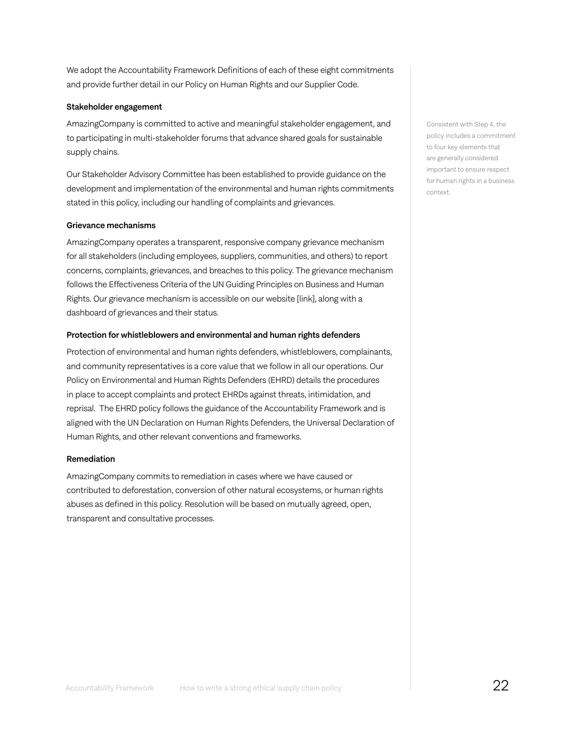We adopt the Accountability Framework Definitions of each of these eight commitments and provide further detail in our Policy on Human Rights and our Supplier Code.

**Stakeholder engagement**

AmazingCompany is committed to active and meaningful stakeholder engagement, and to participating in multi-stakeholder forums that advance shared goals for sustainable supply chains.

Our Stakeholder Advisory Committee has been established to provide guidance on the development and implementation of the environmental and human rights commitments stated in this policy, including our handling of complaints and grievances.

**Grievance mechanisms**

AmazingCompany operates a transparent, responsive company grievance mechanism for all stakeholders (including employees, suppliers, communities, and others) to report concerns, complaints, grievances, and breaches to this policy. The grievance mechanism follows the Effectiveness Criteria of the UN Guiding Principles on Business and Human Rights. Our grievance mechanism is accessible on our website [link], along with a dashboard of grievances and their status.

**Protection for whistleblowers and environmental and human rights defenders**

Protection of environmental and human rights defenders, whistleblowers, complainants, and community representatives is a core value that we follow in all our operations. Our Policy on Environmental and Human Rights Defenders (EHRD) details the procedures in place to accept complaints and protect EHRDs against threats, intimidation, and reprisal. The EHRD policy follows the guidance of the Accountability Framework and is aligned with the UN Declaration on Human Rights Defenders, the Universal Declaration of Human Rights, and other relevant conventions and frameworks.

**Remediation**

AmazingCompany commits to remediation in cases where we have caused or contributed to deforestation, conversion of other natural ecosystems, or human rights abuses as defined in this policy. Resolution will be based on mutually agreed, open, transparent and consultative processes.

Consistent with Step 4, the policy includes a commitment to four key elements that are generally considered important to ensure respect for human rights in a business context.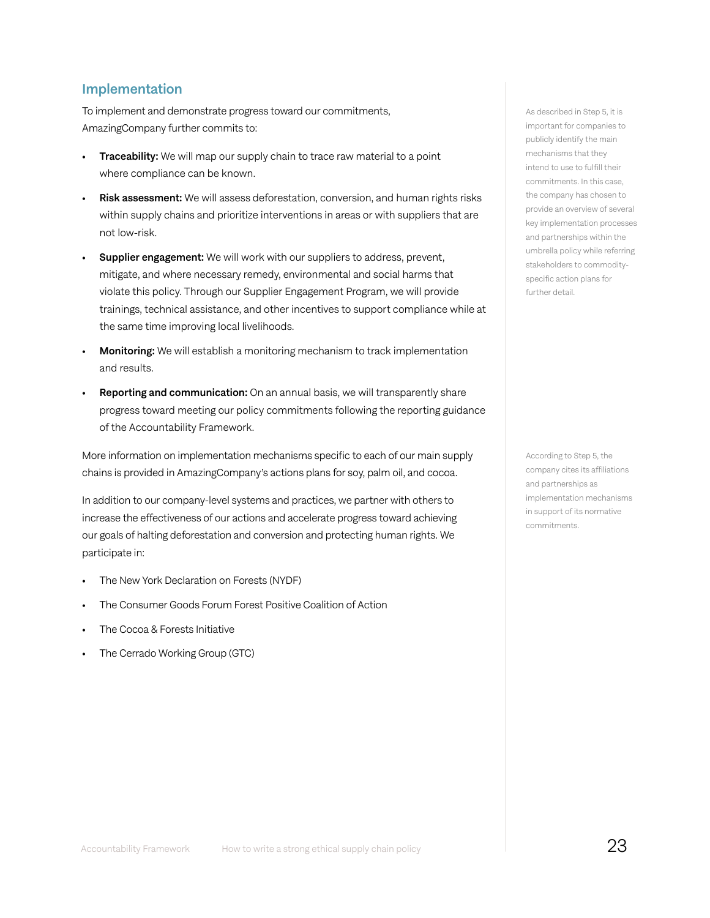## Implementation

To implement and demonstrate progress toward our commitments, AmazingCompany further commits to:

- **Traceability:** We will map our supply chain to trace raw material to a point where compliance can be known.
- **Risk assessment:** We will assess deforestation, conversion, and human rights risks within supply chains and prioritize interventions in areas or with suppliers that are not low-risk.
- **Supplier engagement:** We will work with our suppliers to address, prevent, mitigate, and where necessary remedy, environmental and social harms that violate this policy. Through our Supplier Engagement Program, we will provide trainings, technical assistance, and other incentives to support compliance while at the same time improving local livelihoods.
- **Monitoring:** We will establish a monitoring mechanism to track implementation and results.
- **Reporting and communication:** On an annual basis, we will transparently share progress toward meeting our policy commitments following the reporting guidance of the Accountability Framework.

More information on implementation mechanisms specific to each of our main supply chains is provided in AmazingCompany's actions plans for soy, palm oil, and cocoa.

In addition to our company-level systems and practices, we partner with others to increase the effectiveness of our actions and accelerate progress toward achieving our goals of halting deforestation and conversion and protecting human rights. We participate in:

- The New York Declaration on Forests (NYDF)
- The Consumer Goods Forum Forest Positive Coalition of Action
- The Cocoa & Forests Initiative
- The Cerrado Working Group (GTC)

As described in Step 5, it is important for companies to publicly identify the main mechanisms that they intend to use to fulfill their commitments. In this case, the company has chosen to provide an overview of several key implementation processes and partnerships within the umbrella policy while referring stakeholders to commodity-specific action plans for further detail.

According to Step 5, the company cites its affiliations and partnerships as implementation mechanisms in support of its normative commitments.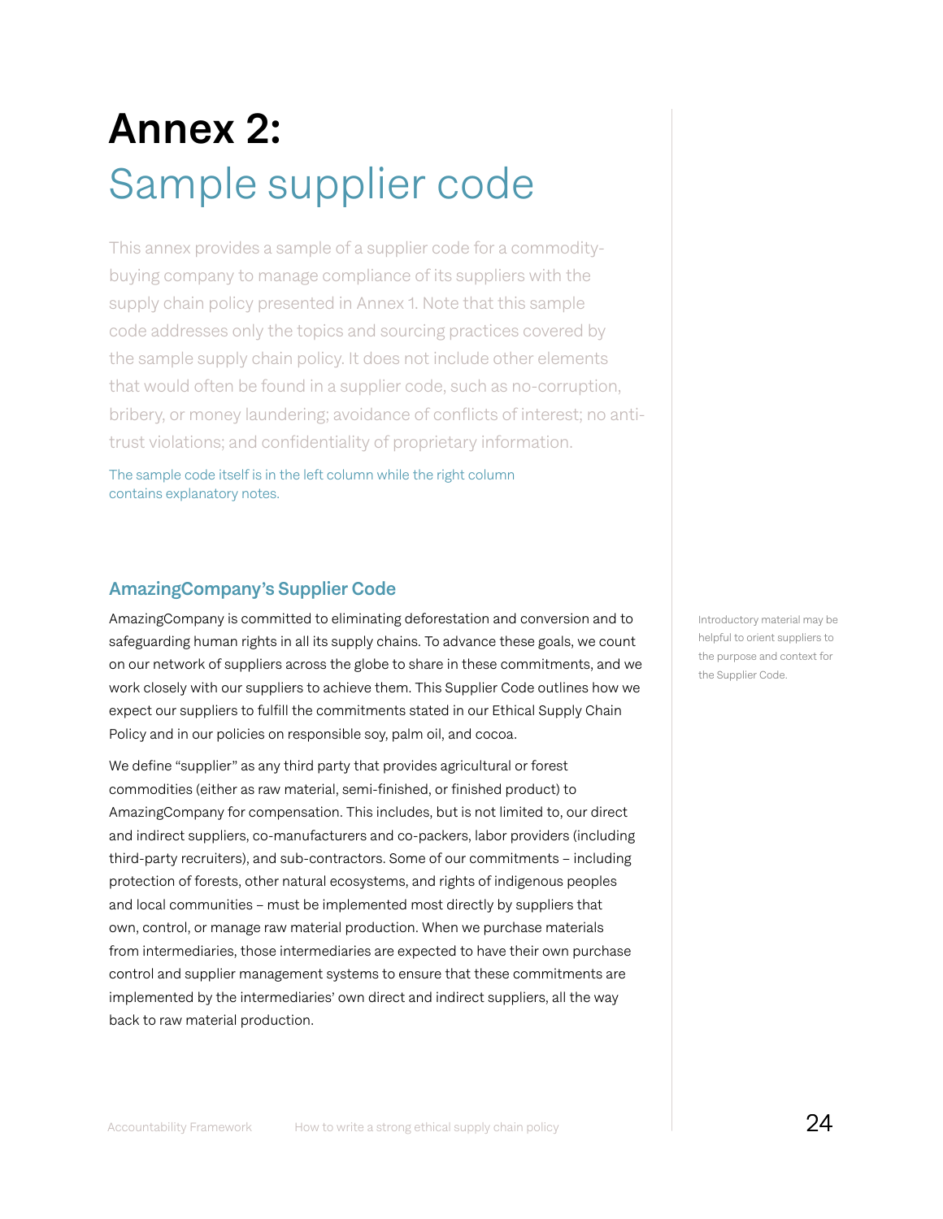# Annex 2: Sample supplier code

This annex provides a sample of a supplier code for a commodity-buying company to manage compliance of its suppliers with the supply chain policy presented in Annex 1. Note that this sample code addresses only the topics and sourcing practices covered by the sample supply chain policy. It does not include other elements that would often be found in a supplier code, such as no-corruption, bribery, or money laundering; avoidance of conflicts of interest; no anti-trust violations; and confidentiality of proprietary information.

The sample code itself is in the left column while the right column contains explanatory notes.

### AmazingCompany's Supplier Code

AmazingCompany is committed to eliminating deforestation and conversion and to safeguarding human rights in all its supply chains. To advance these goals, we count on our network of suppliers across the globe to share in these commitments, and we work closely with our suppliers to achieve them. This Supplier Code outlines how we expect our suppliers to fulfill the commitments stated in our Ethical Supply Chain Policy and in our policies on responsible soy, palm oil, and cocoa.

Introductory material may be helpful to orient suppliers to the purpose and context for the Supplier Code.

We define "supplier" as any third party that provides agricultural or forest commodities (either as raw material, semi-finished, or finished product) to AmazingCompany for compensation. This includes, but is not limited to, our direct and indirect suppliers, co-manufacturers and co-packers, labor providers (including third-party recruiters), and sub-contractors. Some of our commitments – including protection of forests, other natural ecosystems, and rights of indigenous peoples and local communities – must be implemented most directly by suppliers that own, control, or manage raw material production. When we purchase materials from intermediaries, those intermediaries are expected to have their own purchase control and supplier management systems to ensure that these commitments are implemented by the intermediaries' own direct and indirect suppliers, all the way back to raw material production.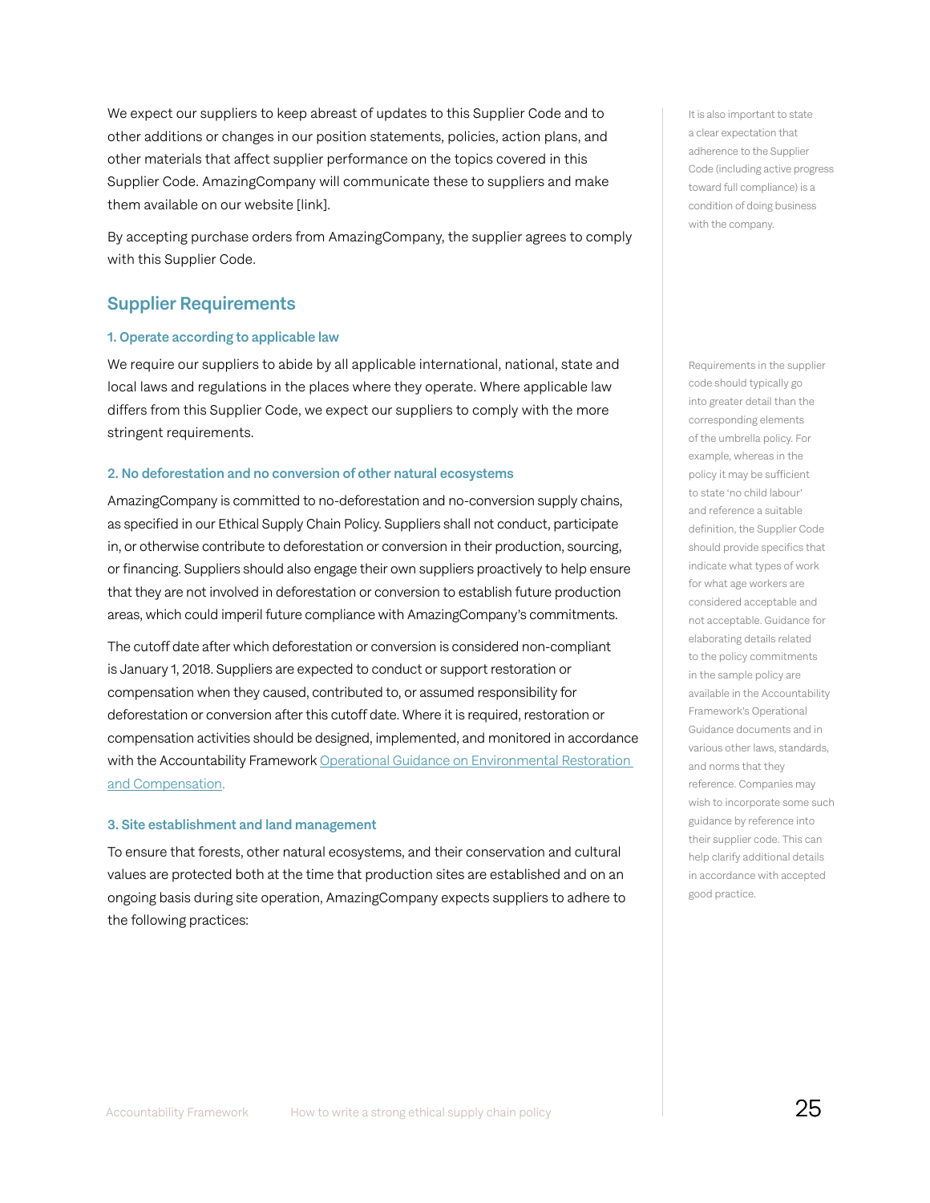We expect our suppliers to keep abreast of updates to this Supplier Code and to other additions or changes in our position statements, policies, action plans, and other materials that affect supplier performance on the topics covered in this Supplier Code. AmazingCompany will communicate these to suppliers and make them available on our website [link].

By accepting purchase orders from AmazingCompany, the supplier agrees to comply with this Supplier Code.

It is also important to state a clear expectation that adherence to the Supplier Code (including active progress toward full compliance) is a condition of doing business with the company.

## Supplier Requirements

### 1. Operate according to applicable law

We require our suppliers to abide by all applicable international, national, state and local laws and regulations in the places where they operate. Where applicable law differs from this Supplier Code, we expect our suppliers to comply with the more stringent requirements.

### 2. No deforestation and no conversion of other natural ecosystems

AmazingCompany is committed to no-deforestation and no-conversion supply chains, as specified in our Ethical Supply Chain Policy. Suppliers shall not conduct, participate in, or otherwise contribute to deforestation or conversion in their production, sourcing, or financing. Suppliers should also engage their own suppliers proactively to help ensure that they are not involved in deforestation or conversion to establish future production areas, which could imperil future compliance with AmazingCompany's commitments.

The cutoff date after which deforestation or conversion is considered non-compliant is January 1, 2018. Suppliers are expected to conduct or support restoration or compensation when they caused, contributed to, or assumed responsibility for deforestation or conversion after this cutoff date. Where it is required, restoration or compensation activities should be designed, implemented, and monitored in accordance with the Accountability Framework Operational Guidance on Environmental Restoration and Compensation.

### 3. Site establishment and land management

To ensure that forests, other natural ecosystems, and their conservation and cultural values are protected both at the time that production sites are established and on an ongoing basis during site operation, AmazingCompany expects suppliers to adhere to the following practices:

Requirements in the supplier code should typically go into greater detail than the corresponding elements of the umbrella policy. For example, whereas in the policy it may be sufficient to state 'no child labour' and reference a suitable definition, the Supplier Code should provide specifics that indicate what types of work for what age workers are considered acceptable and not acceptable. Guidance for elaborating details related to the policy commitments in the sample policy are available in the Accountability Framework's Operational Guidance documents and in various other laws, standards, and norms that they reference. Companies may wish to incorporate some such guidance by reference into their supplier code. This can help clarify additional details in accordance with accepted good practice.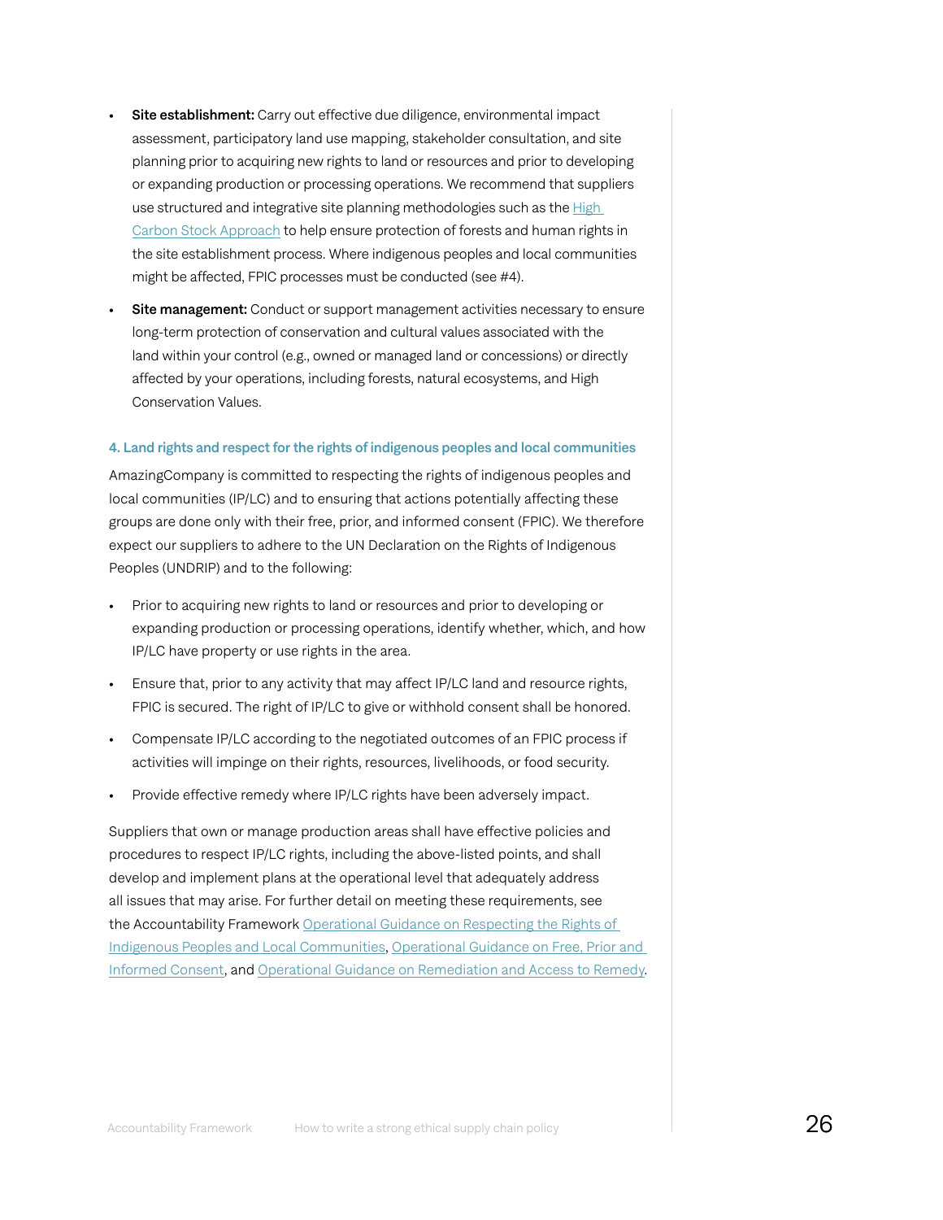- **Site establishment:** Carry out effective due diligence, environmental impact assessment, participatory land use mapping, stakeholder consultation, and site planning prior to acquiring new rights to land or resources and prior to developing or expanding production or processing operations. We recommend that suppliers use structured and integrative site planning methodologies such as the High Carbon Stock Approach to help ensure protection of forests and human rights in the site establishment process. Where indigenous peoples and local communities might be affected, FPIC processes must be conducted (see #4).
- **Site management:** Conduct or support management activities necessary to ensure long-term protection of conservation and cultural values associated with the land within your control (e.g., owned or managed land or concessions) or directly affected by your operations, including forests, natural ecosystems, and High Conservation Values.

#### 4. Land rights and respect for the rights of indigenous peoples and local communities

AmazingCompany is committed to respecting the rights of indigenous peoples and local communities (IP/LC) and to ensuring that actions potentially affecting these groups are done only with their free, prior, and informed consent (FPIC). We therefore expect our suppliers to adhere to the UN Declaration on the Rights of Indigenous Peoples (UNDRIP) and to the following:

- Prior to acquiring new rights to land or resources and prior to developing or expanding production or processing operations, identify whether, which, and how IP/LC have property or use rights in the area.
- Ensure that, prior to any activity that may affect IP/LC land and resource rights, FPIC is secured. The right of IP/LC to give or withhold consent shall be honored.
- Compensate IP/LC according to the negotiated outcomes of an FPIC process if activities will impinge on their rights, resources, livelihoods, or food security.
- Provide effective remedy where IP/LC rights have been adversely impact.

Suppliers that own or manage production areas shall have effective policies and procedures to respect IP/LC rights, including the above-listed points, and shall develop and implement plans at the operational level that adequately address all issues that may arise. For further detail on meeting these requirements, see the Accountability Framework Operational Guidance on Respecting the Rights of Indigenous Peoples and Local Communities, Operational Guidance on Free, Prior and Informed Consent, and Operational Guidance on Remediation and Access to Remedy.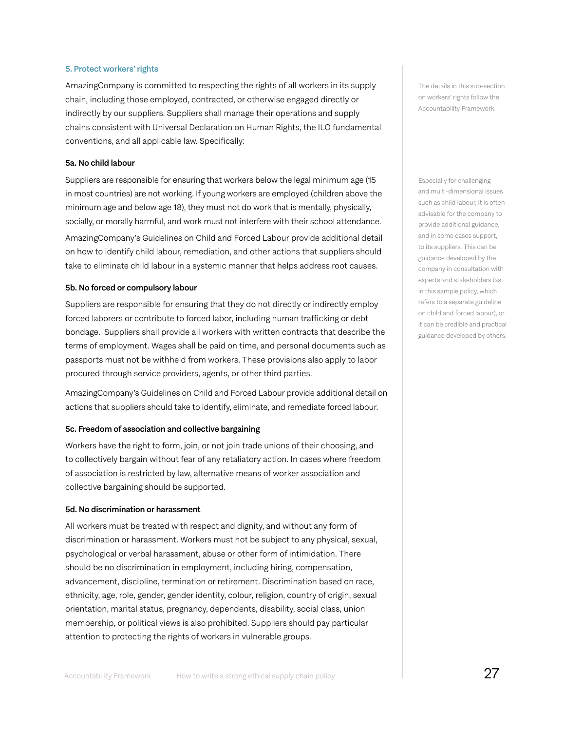### 5. Protect workers' rights

AmazingCompany is committed to respecting the rights of all workers in its supply chain, including those employed, contracted, or otherwise engaged directly or indirectly by our suppliers. Suppliers shall manage their operations and supply chains consistent with Universal Declaration on Human Rights, the ILO fundamental conventions, and all applicable law. Specifically:

The details in this sub-section on workers' rights follow the Accountability Framework.

#### 5a. No child labour

Suppliers are responsible for ensuring that workers below the legal minimum age (15 in most countries) are not working. If young workers are employed (children above the minimum age and below age 18), they must not do work that is mentally, physically, socially, or morally harmful, and work must not interfere with their school attendance.

AmazingCompany's Guidelines on Child and Forced Labour provide additional detail on how to identify child labour, remediation, and other actions that suppliers should take to eliminate child labour in a systemic manner that helps address root causes.

Especially for challenging and multi-dimensional issues such as child labour, it is often advisable for the company to provide additional guidance, and in some cases support, to its suppliers. This can be guidance developed by the company in consultation with experts and stakeholders (as in this sample policy, which refers to a separate guideline on child and forced labour), or it can be credible and practical guidance developed by others.

#### 5b. No forced or compulsory labour

Suppliers are responsible for ensuring that they do not directly or indirectly employ forced laborers or contribute to forced labor, including human trafficking or debt bondage. Suppliers shall provide all workers with written contracts that describe the terms of employment. Wages shall be paid on time, and personal documents such as passports must not be withheld from workers. These provisions also apply to labor procured through service providers, agents, or other third parties.

AmazingCompany's Guidelines on Child and Forced Labour provide additional detail on actions that suppliers should take to identify, eliminate, and remediate forced labour.

#### 5c. Freedom of association and collective bargaining

Workers have the right to form, join, or not join trade unions of their choosing, and to collectively bargain without fear of any retaliatory action. In cases where freedom of association is restricted by law, alternative means of worker association and collective bargaining should be supported.

#### 5d. No discrimination or harassment

All workers must be treated with respect and dignity, and without any form of discrimination or harassment. Workers must not be subject to any physical, sexual, psychological or verbal harassment, abuse or other form of intimidation. There should be no discrimination in employment, including hiring, compensation, advancement, discipline, termination or retirement. Discrimination based on race, ethnicity, age, role, gender, gender identity, colour, religion, country of origin, sexual orientation, marital status, pregnancy, dependents, disability, social class, union membership, or political views is also prohibited. Suppliers should pay particular attention to protecting the rights of workers in vulnerable groups.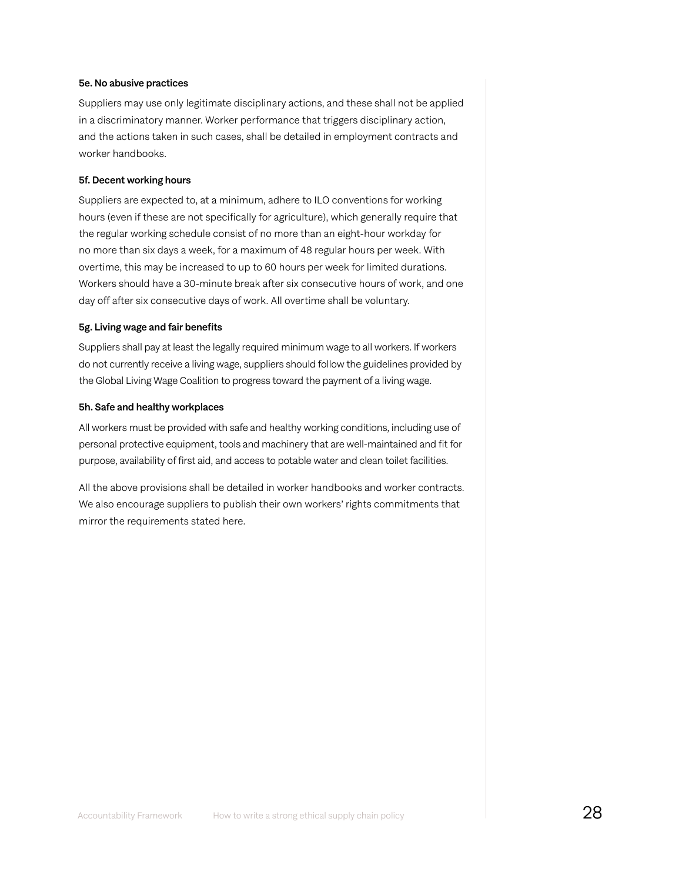**5e. No abusive practices**

Suppliers may use only legitimate disciplinary actions, and these shall not be applied in a discriminatory manner. Worker performance that triggers disciplinary action, and the actions taken in such cases, shall be detailed in employment contracts and worker handbooks.

**5f. Decent working hours**

Suppliers are expected to, at a minimum, adhere to ILO conventions for working hours (even if these are not specifically for agriculture), which generally require that the regular working schedule consist of no more than an eight-hour workday for no more than six days a week, for a maximum of 48 regular hours per week. With overtime, this may be increased to up to 60 hours per week for limited durations. Workers should have a 30-minute break after six consecutive hours of work, and one day off after six consecutive days of work. All overtime shall be voluntary.

**5g. Living wage and fair benefits**

Suppliers shall pay at least the legally required minimum wage to all workers. If workers do not currently receive a living wage, suppliers should follow the guidelines provided by the Global Living Wage Coalition to progress toward the payment of a living wage.

**5h. Safe and healthy workplaces**

All workers must be provided with safe and healthy working conditions, including use of personal protective equipment, tools and machinery that are well-maintained and fit for purpose, availability of first aid, and access to potable water and clean toilet facilities.

All the above provisions shall be detailed in worker handbooks and worker contracts. We also encourage suppliers to publish their own workers' rights commitments that mirror the requirements stated here.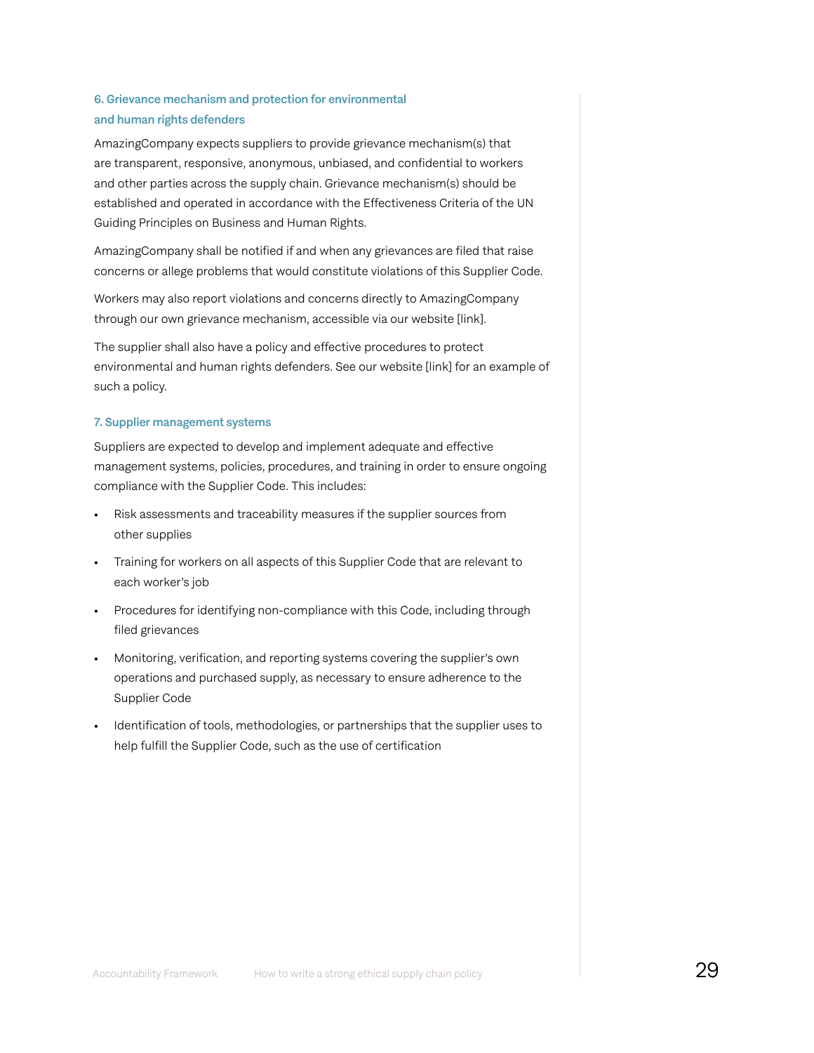### 6. Grievance mechanism and protection for environmental and human rights defenders

AmazingCompany expects suppliers to provide grievance mechanism(s) that are transparent, responsive, anonymous, unbiased, and confidential to workers and other parties across the supply chain. Grievance mechanism(s) should be established and operated in accordance with the Effectiveness Criteria of the UN Guiding Principles on Business and Human Rights.

AmazingCompany shall be notified if and when any grievances are filed that raise concerns or allege problems that would constitute violations of this Supplier Code.

Workers may also report violations and concerns directly to AmazingCompany through our own grievance mechanism, accessible via our website [link].

The supplier shall also have a policy and effective procedures to protect environmental and human rights defenders. See our website [link] for an example of such a policy.

### 7. Supplier management systems

Suppliers are expected to develop and implement adequate and effective management systems, policies, procedures, and training in order to ensure ongoing compliance with the Supplier Code. This includes:

- Risk assessments and traceability measures if the supplier sources from other supplies
- Training for workers on all aspects of this Supplier Code that are relevant to each worker's job
- Procedures for identifying non-compliance with this Code, including through filed grievances
- Monitoring, verification, and reporting systems covering the supplier's own operations and purchased supply, as necessary to ensure adherence to the Supplier Code
- Identification of tools, methodologies, or partnerships that the supplier uses to help fulfill the Supplier Code, such as the use of certification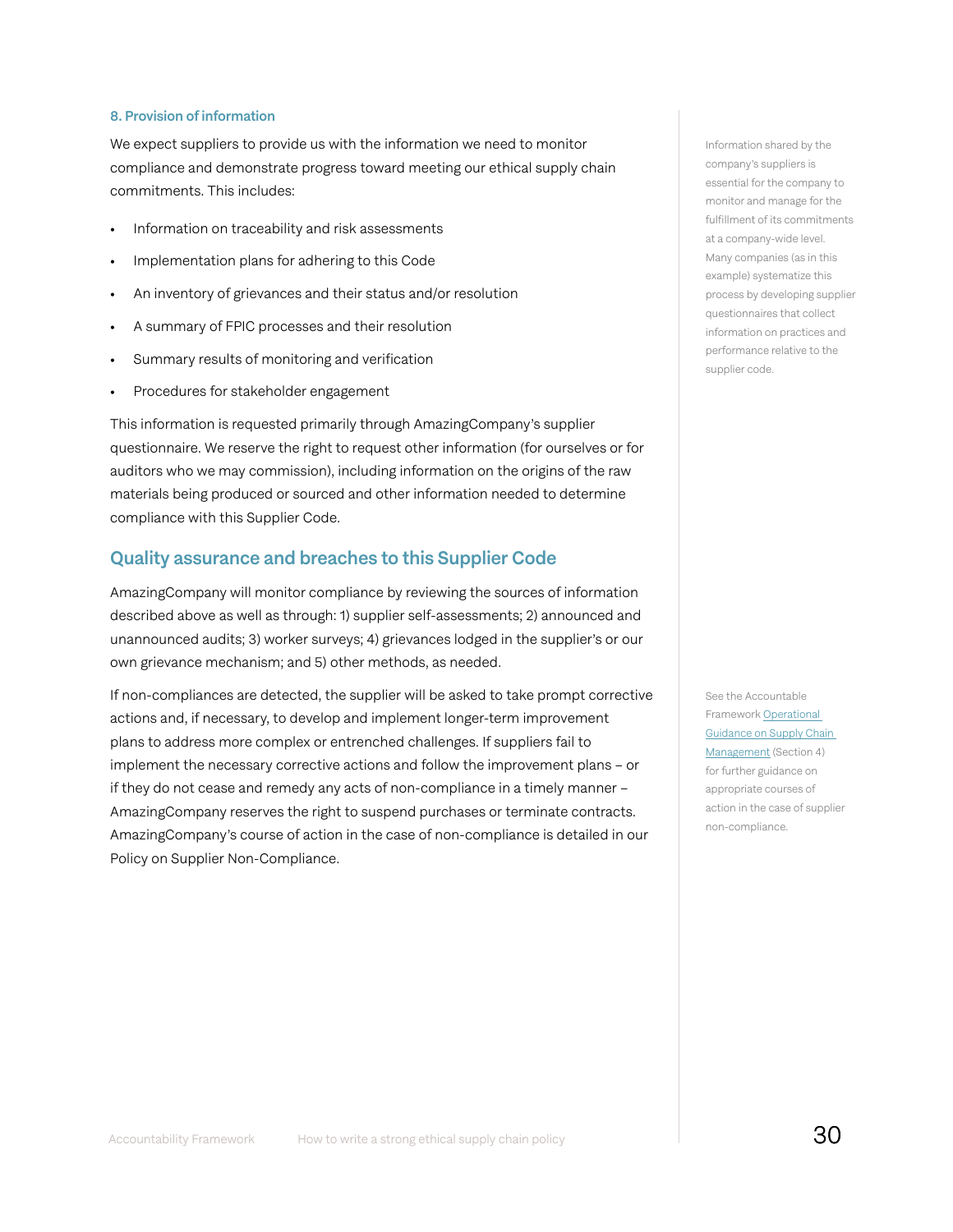### 8. Provision of information

We expect suppliers to provide us with the information we need to monitor compliance and demonstrate progress toward meeting our ethical supply chain commitments. This includes:

- Information on traceability and risk assessments
- Implementation plans for adhering to this Code
- An inventory of grievances and their status and/or resolution
- A summary of FPIC processes and their resolution
- Summary results of monitoring and verification
- Procedures for stakeholder engagement

This information is requested primarily through AmazingCompany's supplier questionnaire. We reserve the right to request other information (for ourselves or for auditors who we may commission), including information on the origins of the raw materials being produced or sourced and other information needed to determine compliance with this Supplier Code.

Information shared by the company's suppliers is essential for the company to monitor and manage for the fulfillment of its commitments at a company-wide level. Many companies (as in this example) systematize this process by developing supplier questionnaires that collect information on practices and performance relative to the supplier code.

## Quality assurance and breaches to this Supplier Code

AmazingCompany will monitor compliance by reviewing the sources of information described above as well as through: 1) supplier self-assessments; 2) announced and unannounced audits; 3) worker surveys; 4) grievances lodged in the supplier's or our own grievance mechanism; and 5) other methods, as needed.

If non-compliances are detected, the supplier will be asked to take prompt corrective actions and, if necessary, to develop and implement longer-term improvement plans to address more complex or entrenched challenges. If suppliers fail to implement the necessary corrective actions and follow the improvement plans – or if they do not cease and remedy any acts of non-compliance in a timely manner – AmazingCompany reserves the right to suspend purchases or terminate contracts. AmazingCompany's course of action in the case of non-compliance is detailed in our Policy on Supplier Non-Compliance.

See the Accountable Framework Operational Guidance on Supply Chain Management (Section 4) for further guidance on appropriate courses of action in the case of supplier non-compliance.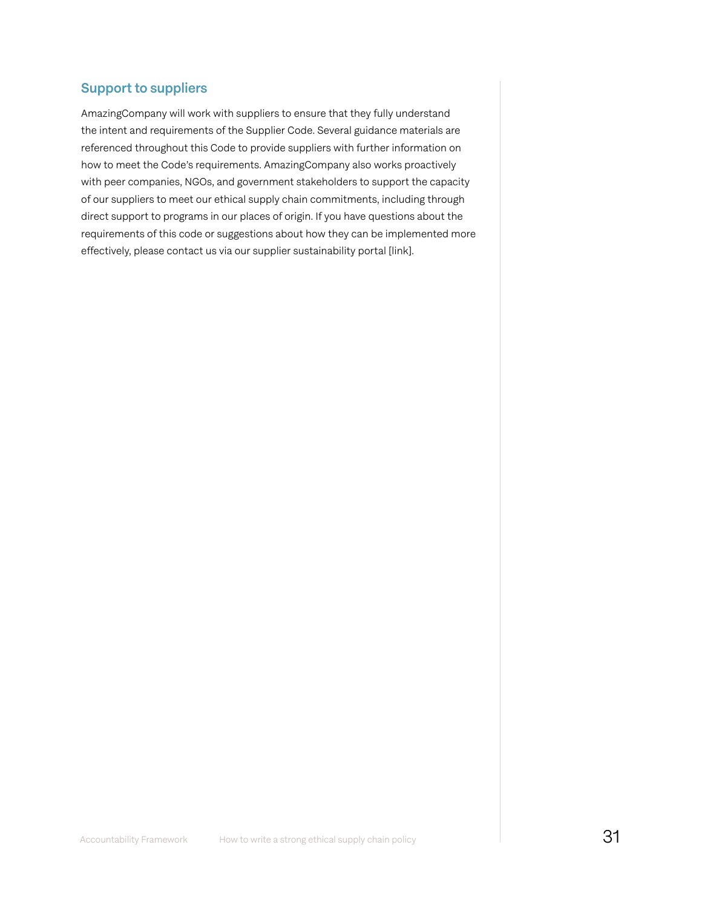### Support to suppliers

AmazingCompany will work with suppliers to ensure that they fully understand the intent and requirements of the Supplier Code. Several guidance materials are referenced throughout this Code to provide suppliers with further information on how to meet the Code's requirements. AmazingCompany also works proactively with peer companies, NGOs, and government stakeholders to support the capacity of our suppliers to meet our ethical supply chain commitments, including through direct support to programs in our places of origin. If you have questions about the requirements of this code or suggestions about how they can be implemented more effectively, please contact us via our supplier sustainability portal [link].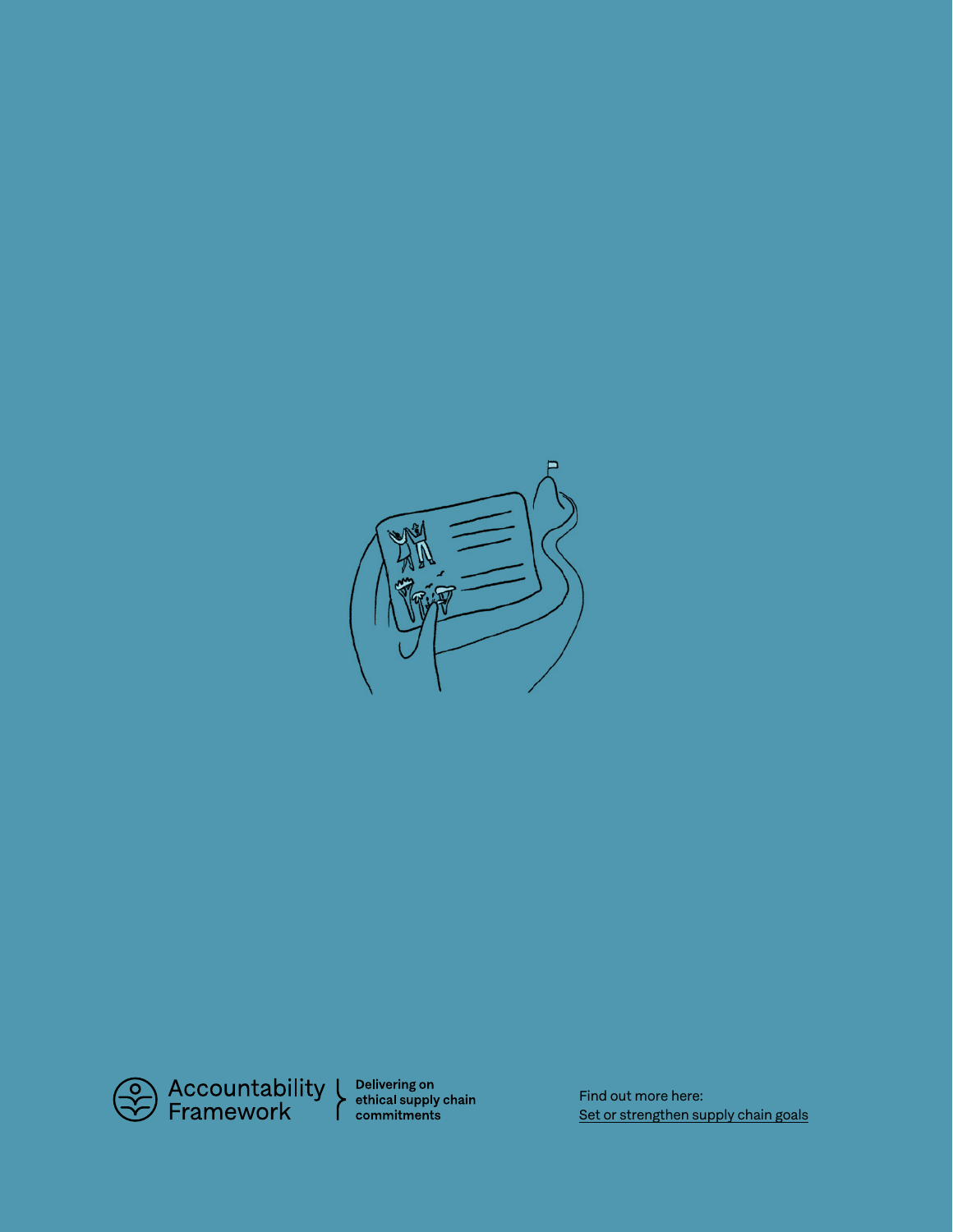Accountability Framework

Delivering on ethical supply chain commitments

Find out more here:
Set or strengthen supply chain goals